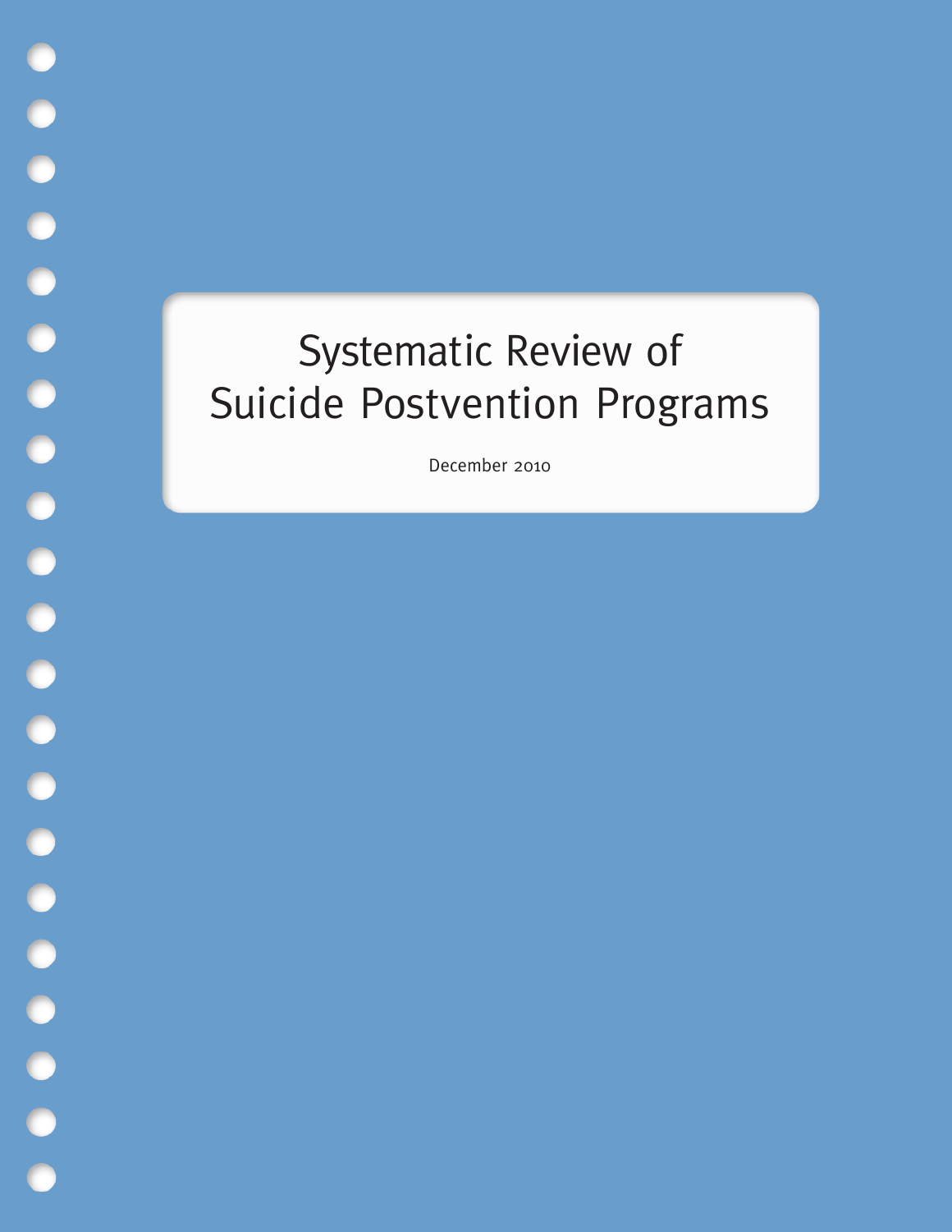# Systematic Review of Suicide Postvention Programs

December 2010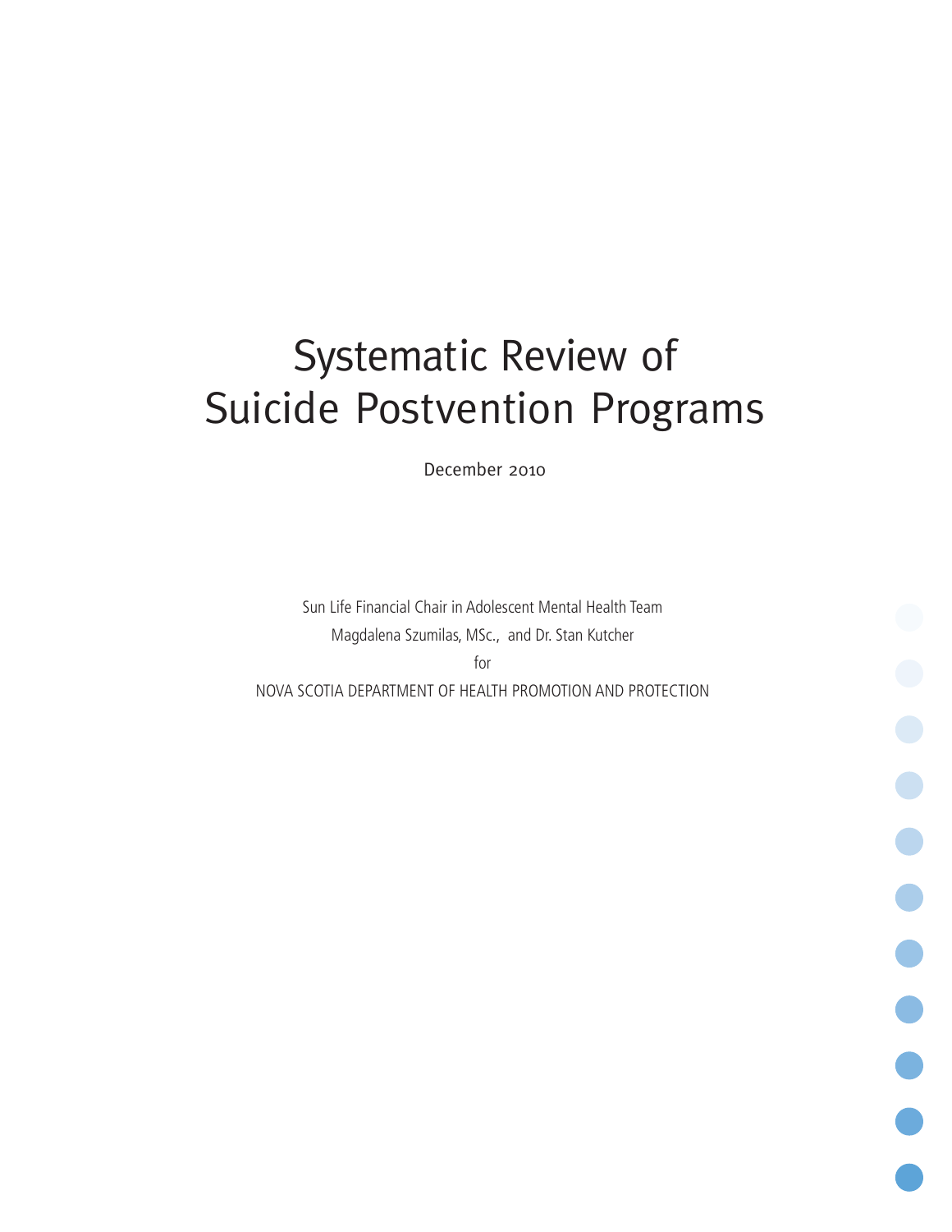# Systematic Review of Suicide Postvention Programs

December 2010

Sun Life Financial Chair in Adolescent Mental Health Team

Magdalena Szumilas, MSc., and Dr. Stan Kutcher

for

NOVA SCOTIA DEPARTMENT OF HEALTH PROMOTION AND PROTECTION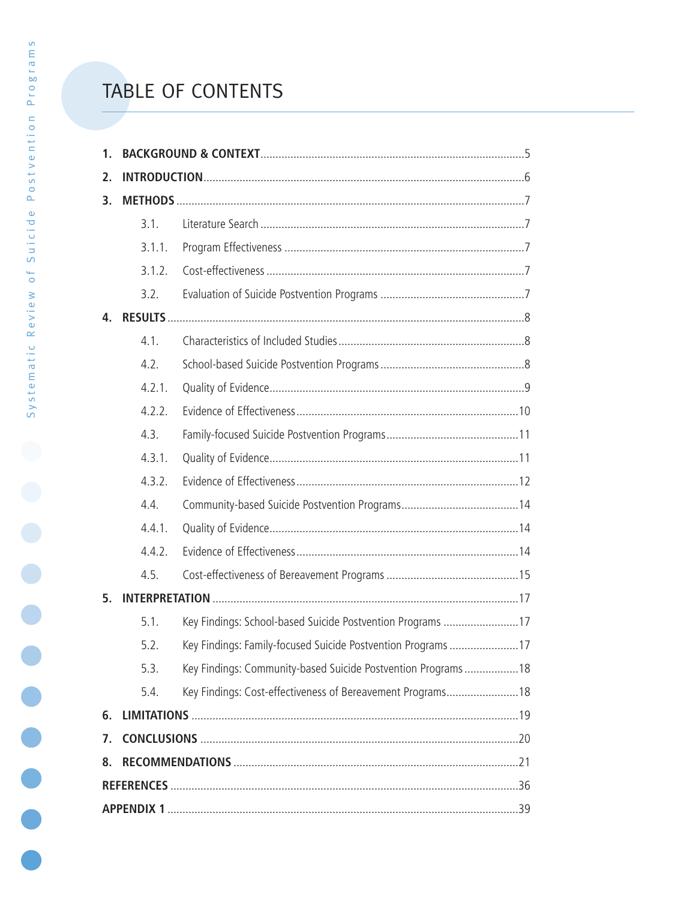# TABLE OF CONTENTS

**1. BACKGROUND & CONTEXT** ....................................................................................5

**2. INTRODUCTION** ..........................................................................................................6

**3. METHODS** ...................................................................................................................7

- 3.1. Literature Search ........................................................................................7
- 3.1.1. Program Effectiveness ...............................................................................7
- 3.1.2. Cost-effectiveness .....................................................................................7
- 3.2. Evaluation of Suicide Postvention Programs ..............................................7

**4. RESULTS** .....................................................................................................................8

- 4.1. Characteristics of Included Studies ............................................................8
- 4.2. School-based Suicide Postvention Programs ..............................................8
- 4.2.1. Quality of Evidence.....................................................................................9
- 4.2.2. Evidence of Effectiveness .........................................................................10
- 4.3. Family-focused Suicide Postvention Programs...........................................11
- 4.3.1. Quality of Evidence...................................................................................11
- 4.3.2. Evidence of Effectiveness .........................................................................12
- 4.4. Community-based Suicide Postvention Programs......................................14
- 4.4.1. Quality of Evidence...................................................................................14
- 4.4.2. Evidence of Effectiveness .........................................................................14
- 4.5. Cost-effectiveness of Bereavement Programs ...........................................15

**5. INTERPRETATION** .....................................................................................................17

- 5.1. Key Findings: School-based Suicide Postvention Programs .........................17
- 5.2. Key Findings: Family-focused Suicide Postvention Programs .......................17
- 5.3. Key Findings: Community-based Suicide Postvention Programs ..................18
- 5.4. Key Findings: Cost-effectiveness of Bereavement Programs........................18

**6. LIMITATIONS** ...........................................................................................................19

**7. CONCLUSIONS** .........................................................................................................20

**8. RECOMMENDATIONS** ..............................................................................................21

**REFERENCES** ...................................................................................................................36

**APPENDIX 1** ....................................................................................................................39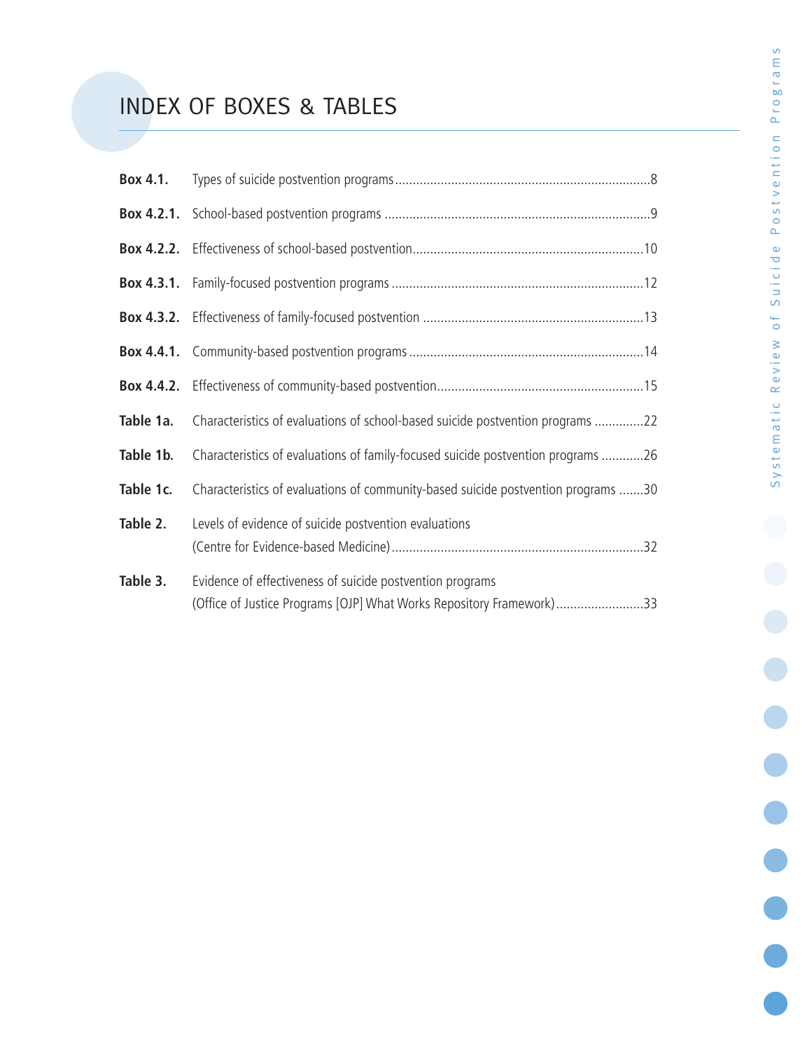# INDEX OF BOXES & TABLES

**Box 4.1.** Types of suicide postvention programs ........................................................................8

**Box 4.2.1.** School-based postvention programs ...........................................................................9

**Box 4.2.2.** Effectiveness of school-based postvention.................................................................10

**Box 4.3.1.** Family-focused postvention programs .......................................................................12

**Box 4.3.2.** Effectiveness of family-focused postvention ...............................................................13

**Box 4.4.1.** Community-based postvention programs ..................................................................14

**Box 4.4.2.** Effectiveness of community-based postvention...........................................................15

**Table 1a.** Characteristics of evaluations of school-based suicide postvention programs ..............22

**Table 1b.** Characteristics of evaluations of family-focused suicide postvention programs ............26

**Table 1c.** Characteristics of evaluations of community-based suicide postvention programs .......30

**Table 2.** Levels of evidence of suicide postvention evaluations (Centre for Evidence-based Medicine).......................................................................32

**Table 3.** Evidence of effectiveness of suicide postvention programs (Office of Justice Programs [OJP] What Works Repository Framework).........................33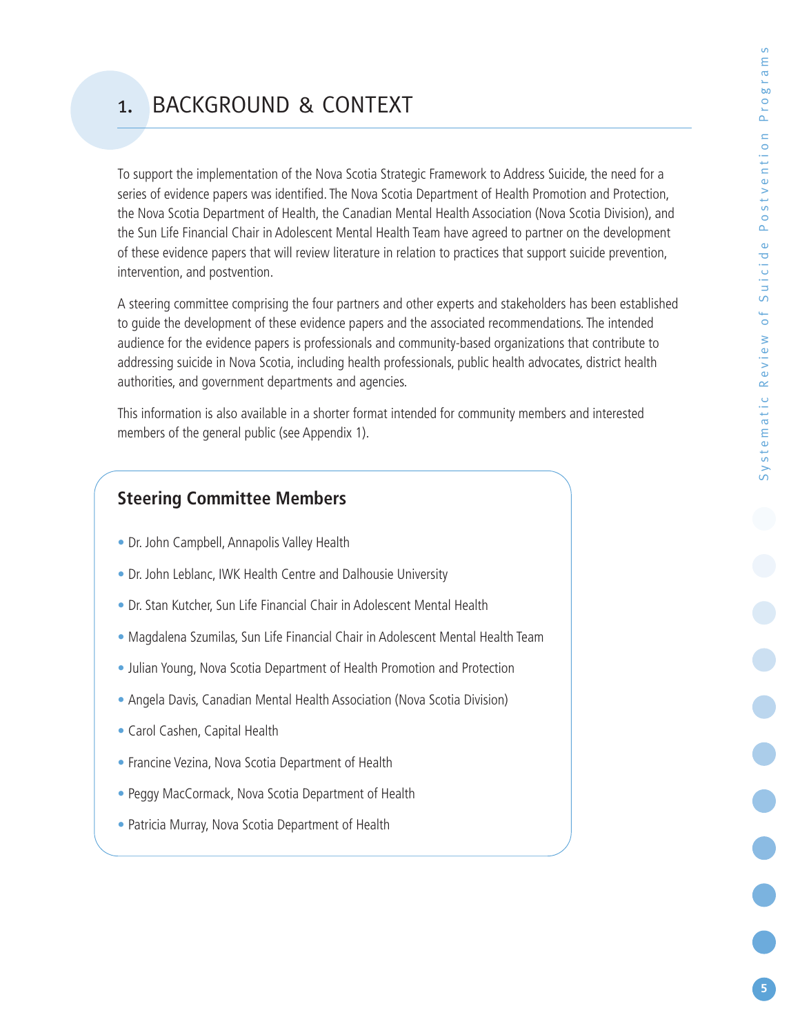# 1. BACKGROUND & CONTEXT

To support the implementation of the Nova Scotia Strategic Framework to Address Suicide, the need for a series of evidence papers was identified. The Nova Scotia Department of Health Promotion and Protection, the Nova Scotia Department of Health, the Canadian Mental Health Association (Nova Scotia Division), and the Sun Life Financial Chair in Adolescent Mental Health Team have agreed to partner on the development of these evidence papers that will review literature in relation to practices that support suicide prevention, intervention, and postvention.

A steering committee comprising the four partners and other experts and stakeholders has been established to guide the development of these evidence papers and the associated recommendations. The intended audience for the evidence papers is professionals and community-based organizations that contribute to addressing suicide in Nova Scotia, including health professionals, public health advocates, district health authorities, and government departments and agencies.

This information is also available in a shorter format intended for community members and interested members of the general public (see Appendix 1).

## Steering Committee Members

- Dr. John Campbell, Annapolis Valley Health
- Dr. John Leblanc, IWK Health Centre and Dalhousie University
- Dr. Stan Kutcher, Sun Life Financial Chair in Adolescent Mental Health
- Magdalena Szumilas, Sun Life Financial Chair in Adolescent Mental Health Team
- Julian Young, Nova Scotia Department of Health Promotion and Protection
- Angela Davis, Canadian Mental Health Association (Nova Scotia Division)
- Carol Cashen, Capital Health
- Francine Vezina, Nova Scotia Department of Health
- Peggy MacCormack, Nova Scotia Department of Health
- Patricia Murray, Nova Scotia Department of Health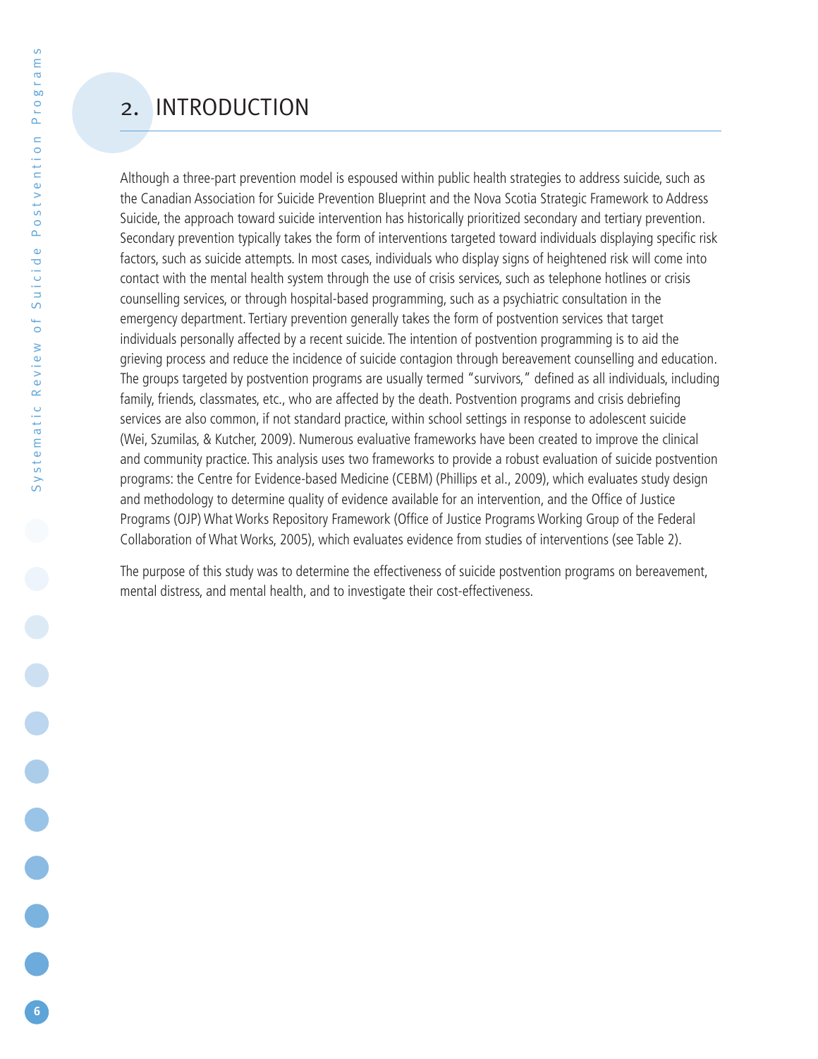# 2. INTRODUCTION

Although a three-part prevention model is espoused within public health strategies to address suicide, such as the Canadian Association for Suicide Prevention Blueprint and the Nova Scotia Strategic Framework to Address Suicide, the approach toward suicide intervention has historically prioritized secondary and tertiary prevention. Secondary prevention typically takes the form of interventions targeted toward individuals displaying specific risk factors, such as suicide attempts. In most cases, individuals who display signs of heightened risk will come into contact with the mental health system through the use of crisis services, such as telephone hotlines or crisis counselling services, or through hospital-based programming, such as a psychiatric consultation in the emergency department. Tertiary prevention generally takes the form of postvention services that target individuals personally affected by a recent suicide. The intention of postvention programming is to aid the grieving process and reduce the incidence of suicide contagion through bereavement counselling and education. The groups targeted by postvention programs are usually termed "survivors," defined as all individuals, including family, friends, classmates, etc., who are affected by the death. Postvention programs and crisis debriefing services are also common, if not standard practice, within school settings in response to adolescent suicide (Wei, Szumilas, & Kutcher, 2009). Numerous evaluative frameworks have been created to improve the clinical and community practice. This analysis uses two frameworks to provide a robust evaluation of suicide postvention programs: the Centre for Evidence-based Medicine (CEBM) (Phillips et al., 2009), which evaluates study design and methodology to determine quality of evidence available for an intervention, and the Office of Justice Programs (OJP) What Works Repository Framework (Office of Justice Programs Working Group of the Federal Collaboration of What Works, 2005), which evaluates evidence from studies of interventions (see Table 2).

The purpose of this study was to determine the effectiveness of suicide postvention programs on bereavement, mental distress, and mental health, and to investigate their cost-effectiveness.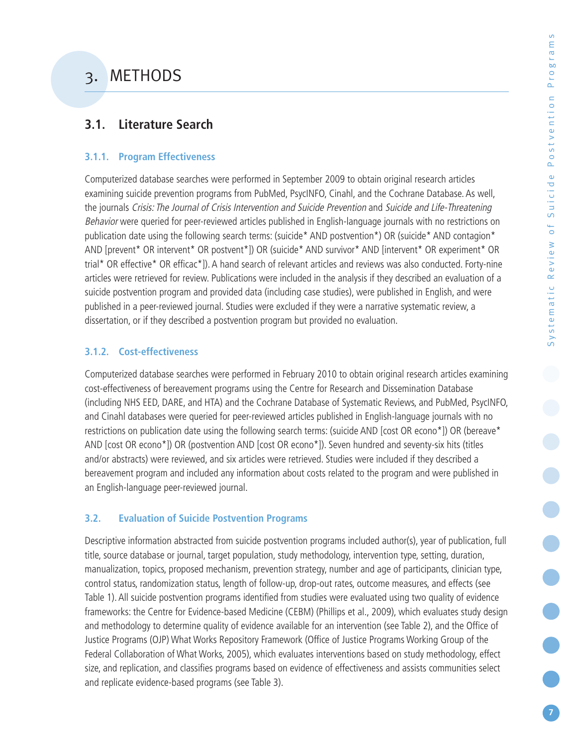# 3. METHODS

## 3.1. Literature Search

### 3.1.1. Program Effectiveness

Computerized database searches were performed in September 2009 to obtain original research articles examining suicide prevention programs from PubMed, PsycINFO, Cinahl, and the Cochrane Database. As well, the journals *Crisis: The Journal of Crisis Intervention and Suicide Prevention* and *Suicide and Life-Threatening Behavior* were queried for peer-reviewed articles published in English-language journals with no restrictions on publication date using the following search terms: (suicide* AND postvention*) OR (suicide* AND contagion* AND [prevent* OR intervent* OR postvent*]) OR (suicide* AND survivor* AND [intervent* OR experiment* OR trial* OR effective* OR efficac*]). A hand search of relevant articles and reviews was also conducted. Forty-nine articles were retrieved for review. Publications were included in the analysis if they described an evaluation of a suicide postvention program and provided data (including case studies), were published in English, and were published in a peer-reviewed journal. Studies were excluded if they were a narrative systematic review, a dissertation, or if they described a postvention program but provided no evaluation.

### 3.1.2. Cost-effectiveness

Computerized database searches were performed in February 2010 to obtain original research articles examining cost-effectiveness of bereavement programs using the Centre for Research and Dissemination Database (including NHS EED, DARE, and HTA) and the Cochrane Database of Systematic Reviews, and PubMed, PsycINFO, and Cinahl databases were queried for peer-reviewed articles published in English-language journals with no restrictions on publication date using the following search terms: (suicide AND [cost OR econo*]) OR (bereave* AND [cost OR econo*]) OR (postvention AND [cost OR econo*]). Seven hundred and seventy-six hits (titles and/or abstracts) were reviewed, and six articles were retrieved. Studies were included if they described a bereavement program and included any information about costs related to the program and were published in an English-language peer-reviewed journal.

## 3.2. Evaluation of Suicide Postvention Programs

Descriptive information abstracted from suicide postvention programs included author(s), year of publication, full title, source database or journal, target population, study methodology, intervention type, setting, duration, manualization, topics, proposed mechanism, prevention strategy, number and age of participants, clinician type, control status, randomization status, length of follow-up, drop-out rates, outcome measures, and effects (see Table 1). All suicide postvention programs identified from studies were evaluated using two quality of evidence frameworks: the Centre for Evidence-based Medicine (CEBM) (Phillips et al., 2009), which evaluates study design and methodology to determine quality of evidence available for an intervention (see Table 2), and the Office of Justice Programs (OJP) What Works Repository Framework (Office of Justice Programs Working Group of the Federal Collaboration of What Works, 2005), which evaluates interventions based on study methodology, effect size, and replication, and classifies programs based on evidence of effectiveness and assists communities select and replicate evidence-based programs (see Table 3).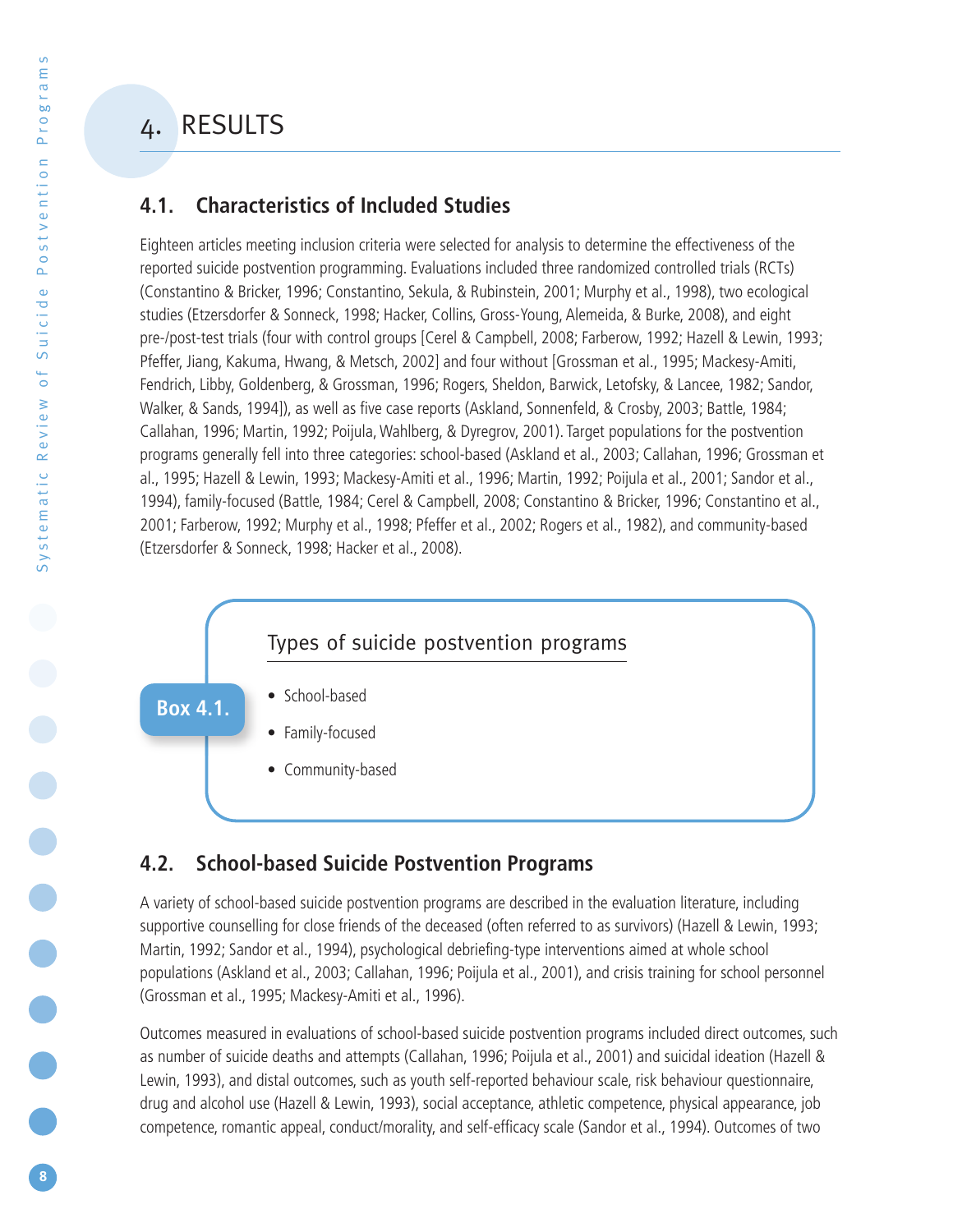# 4. RESULTS

## 4.1. Characteristics of Included Studies

Eighteen articles meeting inclusion criteria were selected for analysis to determine the effectiveness of the reported suicide postvention programming. Evaluations included three randomized controlled trials (RCTs) (Constantino & Bricker, 1996; Constantino, Sekula, & Rubinstein, 2001; Murphy et al., 1998), two ecological studies (Etzersdorfer & Sonneck, 1998; Hacker, Collins, Gross-Young, Alemeida, & Burke, 2008), and eight pre-/post-test trials (four with control groups [Cerel & Campbell, 2008; Farberow, 1992; Hazell & Lewin, 1993; Pfeffer, Jiang, Kakuma, Hwang, & Metsch, 2002] and four without [Grossman et al., 1995; Mackesy-Amiti, Fendrich, Libby, Goldenberg, & Grossman, 1996; Rogers, Sheldon, Barwick, Letofsky, & Lancee, 1982; Sandor, Walker, & Sands, 1994]), as well as five case reports (Askland, Sonnenfeld, & Crosby, 2003; Battle, 1984; Callahan, 1996; Martin, 1992; Poijula, Wahlberg, & Dyregrov, 2001). Target populations for the postvention programs generally fell into three categories: school-based (Askland et al., 2003; Callahan, 1996; Grossman et al., 1995; Hazell & Lewin, 1993; Mackesy-Amiti et al., 1996; Martin, 1992; Poijula et al., 2001; Sandor et al., 1994), family-focused (Battle, 1984; Cerel & Campbell, 2008; Constantino & Bricker, 1996; Constantino et al., 2001; Farberow, 1992; Murphy et al., 1998; Pfeffer et al., 2002; Rogers et al., 1982), and community-based (Etzersdorfer & Sonneck, 1998; Hacker et al., 2008).

**Box 4.1.** Types of suicide postvention programs

- School-based
- Family-focused
- Community-based

## 4.2. School-based Suicide Postvention Programs

A variety of school-based suicide postvention programs are described in the evaluation literature, including supportive counselling for close friends of the deceased (often referred to as survivors) (Hazell & Lewin, 1993; Martin, 1992; Sandor et al., 1994), psychological debriefing-type interventions aimed at whole school populations (Askland et al., 2003; Callahan, 1996; Poijula et al., 2001), and crisis training for school personnel (Grossman et al., 1995; Mackesy-Amiti et al., 1996).

Outcomes measured in evaluations of school-based suicide postvention programs included direct outcomes, such as number of suicide deaths and attempts (Callahan, 1996; Poijula et al., 2001) and suicidal ideation (Hazell & Lewin, 1993), and distal outcomes, such as youth self-reported behaviour scale, risk behaviour questionnaire, drug and alcohol use (Hazell & Lewin, 1993), social acceptance, athletic competence, physical appearance, job competence, romantic appeal, conduct/morality, and self-efficacy scale (Sandor et al., 1994). Outcomes of two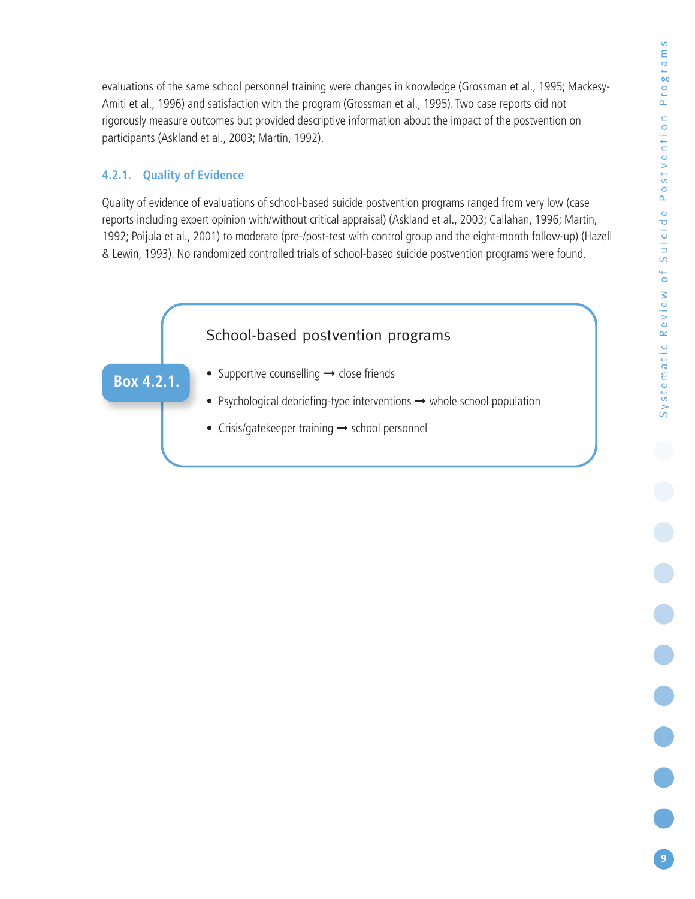evaluations of the same school personnel training were changes in knowledge (Grossman et al., 1995; Mackesy-Amiti et al., 1996) and satisfaction with the program (Grossman et al., 1995). Two case reports did not rigorously measure outcomes but provided descriptive information about the impact of the postvention on participants (Askland et al., 2003; Martin, 1992).

### 4.2.1. Quality of Evidence

Quality of evidence of evaluations of school-based suicide postvention programs ranged from very low (case reports including expert opinion with/without critical appraisal) (Askland et al., 2003; Callahan, 1996; Martin, 1992; Poijula et al., 2001) to moderate (pre-/post-test with control group and the eight-month follow-up) (Hazell & Lewin, 1993). No randomized controlled trials of school-based suicide postvention programs were found.

**Box 4.2.1.**

**School-based postvention programs**

- Supportive counselling → close friends
- Psychological debriefing-type interventions → whole school population
- Crisis/gatekeeper training → school personnel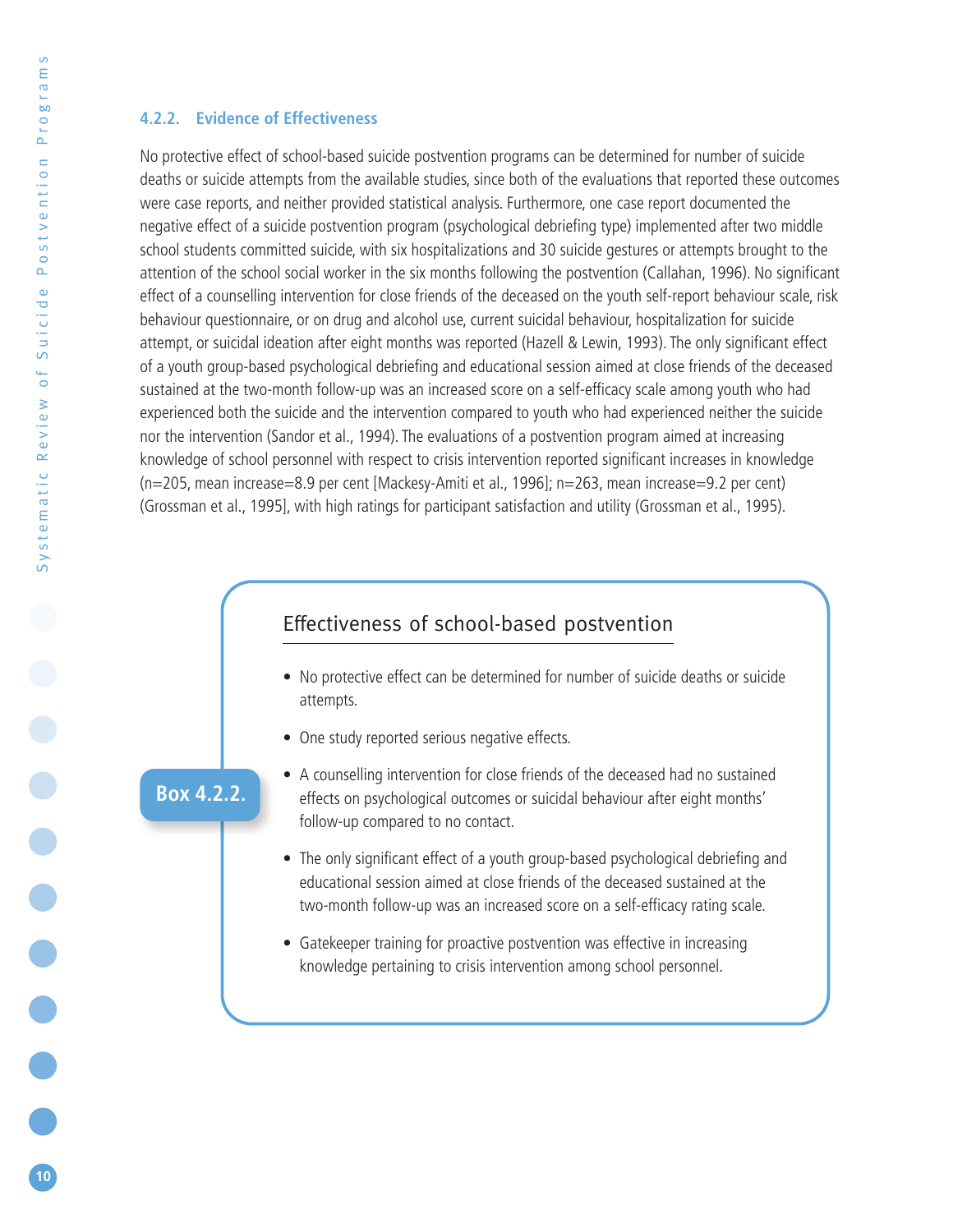### 4.2.2. Evidence of Effectiveness

No protective effect of school-based suicide postvention programs can be determined for number of suicide deaths or suicide attempts from the available studies, since both of the evaluations that reported these outcomes were case reports, and neither provided statistical analysis. Furthermore, one case report documented the negative effect of a suicide postvention program (psychological debriefing type) implemented after two middle school students committed suicide, with six hospitalizations and 30 suicide gestures or attempts brought to the attention of the school social worker in the six months following the postvention (Callahan, 1996). No significant effect of a counselling intervention for close friends of the deceased on the youth self-report behaviour scale, risk behaviour questionnaire, or on drug and alcohol use, current suicidal behaviour, hospitalization for suicide attempt, or suicidal ideation after eight months was reported (Hazell & Lewin, 1993). The only significant effect of a youth group-based psychological debriefing and educational session aimed at close friends of the deceased sustained at the two-month follow-up was an increased score on a self-efficacy scale among youth who had experienced both the suicide and the intervention compared to youth who had experienced neither the suicide nor the intervention (Sandor et al., 1994). The evaluations of a postvention program aimed at increasing knowledge of school personnel with respect to crisis intervention reported significant increases in knowledge (n=205, mean increase=8.9 per cent [Mackesy-Amiti et al., 1996]; n=263, mean increase=9.2 per cent) (Grossman et al., 1995], with high ratings for participant satisfaction and utility (Grossman et al., 1995).

**Box 4.2.2.**

#### Effectiveness of school-based postvention

- No protective effect can be determined for number of suicide deaths or suicide attempts.
- One study reported serious negative effects.
- A counselling intervention for close friends of the deceased had no sustained effects on psychological outcomes or suicidal behaviour after eight months' follow-up compared to no contact.
- The only significant effect of a youth group-based psychological debriefing and educational session aimed at close friends of the deceased sustained at the two-month follow-up was an increased score on a self-efficacy rating scale.
- Gatekeeper training for proactive postvention was effective in increasing knowledge pertaining to crisis intervention among school personnel.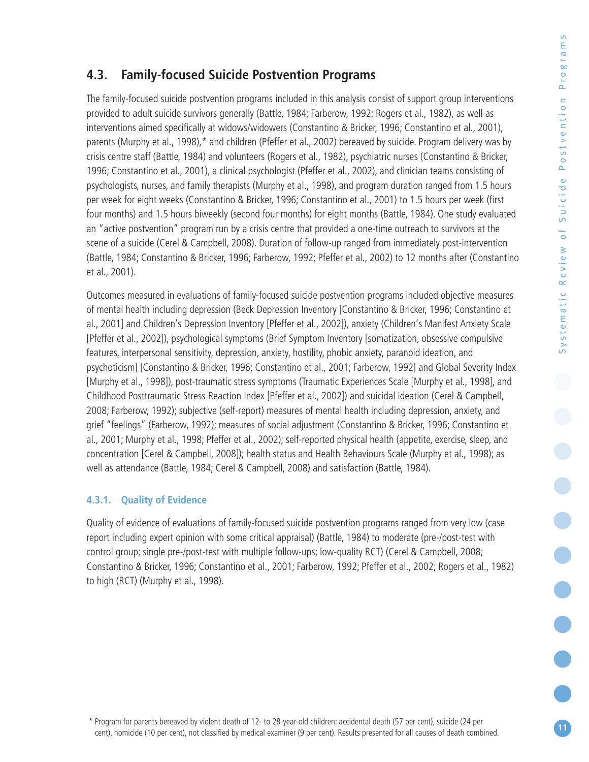## 4.3. Family-focused Suicide Postvention Programs

The family-focused suicide postvention programs included in this analysis consist of support group interventions provided to adult suicide survivors generally (Battle, 1984; Farberow, 1992; Rogers et al., 1982), as well as interventions aimed specifically at widows/widowers (Constantino & Bricker, 1996; Constantino et al., 2001), parents (Murphy et al., 1998),* and children (Pfeffer et al., 2002) bereaved by suicide. Program delivery was by crisis centre staff (Battle, 1984) and volunteers (Rogers et al., 1982), psychiatric nurses (Constantino & Bricker, 1996; Constantino et al., 2001), a clinical psychologist (Pfeffer et al., 2002), and clinician teams consisting of psychologists, nurses, and family therapists (Murphy et al., 1998), and program duration ranged from 1.5 hours per week for eight weeks (Constantino & Bricker, 1996; Constantino et al., 2001) to 1.5 hours per week (first four months) and 1.5 hours biweekly (second four months) for eight months (Battle, 1984). One study evaluated an "active postvention" program run by a crisis centre that provided a one-time outreach to survivors at the scene of a suicide (Cerel & Campbell, 2008). Duration of follow-up ranged from immediately post-intervention (Battle, 1984; Constantino & Bricker, 1996; Farberow, 1992; Pfeffer et al., 2002) to 12 months after (Constantino et al., 2001).

Outcomes measured in evaluations of family-focused suicide postvention programs included objective measures of mental health including depression (Beck Depression Inventory [Constantino & Bricker, 1996; Constantino et al., 2001] and Children's Depression Inventory [Pfeffer et al., 2002]), anxiety (Children's Manifest Anxiety Scale [Pfeffer et al., 2002]), psychological symptoms (Brief Symptom Inventory [somatization, obsessive compulsive features, interpersonal sensitivity, depression, anxiety, hostility, phobic anxiety, paranoid ideation, and psychoticism] [Constantino & Bricker, 1996; Constantino et al., 2001; Farberow, 1992] and Global Severity Index [Murphy et al., 1998]), post-traumatic stress symptoms (Traumatic Experiences Scale [Murphy et al., 1998], and Childhood Posttraumatic Stress Reaction Index [Pfeffer et al., 2002]) and suicidal ideation (Cerel & Campbell, 2008; Farberow, 1992); subjective (self-report) measures of mental health including depression, anxiety, and grief "feelings" (Farberow, 1992); measures of social adjustment (Constantino & Bricker, 1996; Constantino et al., 2001; Murphy et al., 1998; Pfeffer et al., 2002); self-reported physical health (appetite, exercise, sleep, and concentration [Cerel & Campbell, 2008]); health status and Health Behaviours Scale (Murphy et al., 1998); as well as attendance (Battle, 1984; Cerel & Campbell, 2008) and satisfaction (Battle, 1984).

### 4.3.1. Quality of Evidence

Quality of evidence of evaluations of family-focused suicide postvention programs ranged from very low (case report including expert opinion with some critical appraisal) (Battle, 1984) to moderate (pre-/post-test with control group; single pre-/post-test with multiple follow-ups; low-quality RCT) (Cerel & Campbell, 2008; Constantino & Bricker, 1996; Constantino et al., 2001; Farberow, 1992; Pfeffer et al., 2002; Rogers et al., 1982) to high (RCT) (Murphy et al., 1998).

* Program for parents bereaved by violent death of 12- to 28-year-old children: accidental death (57 per cent), suicide (24 per cent), homicide (10 per cent), not classified by medical examiner (9 per cent). Results presented for all causes of death combined.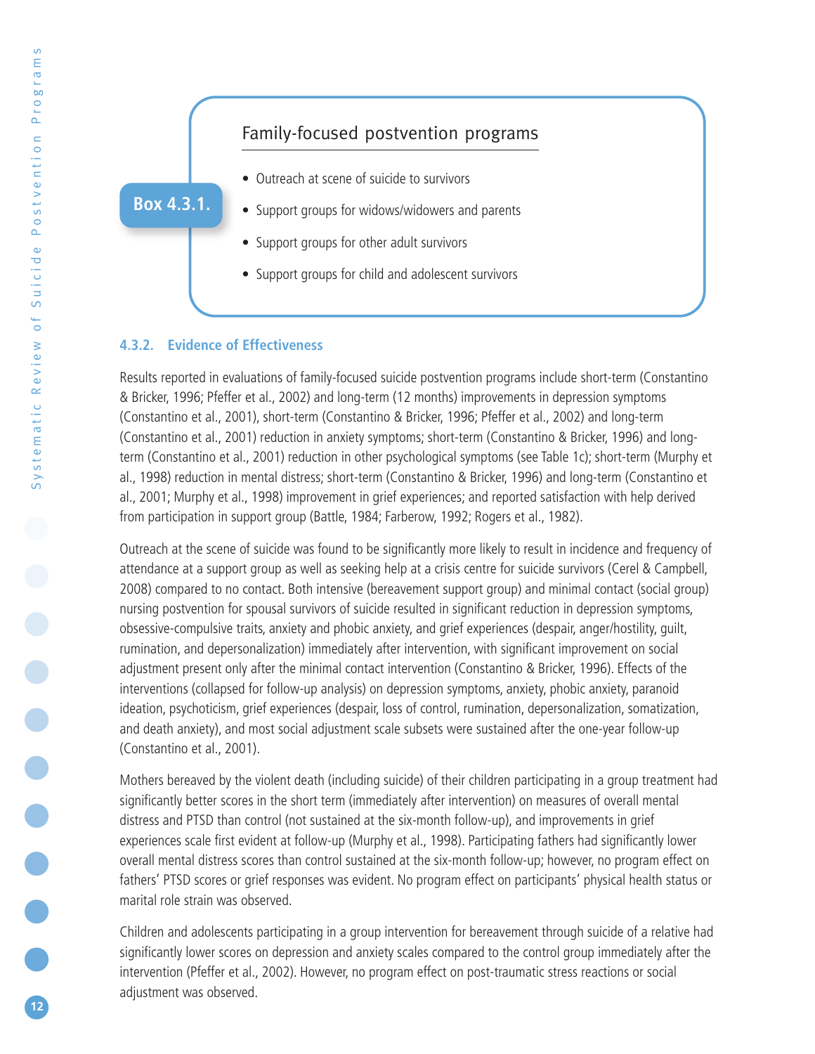**Box 4.3.1.**

### Family-focused postvention programs

- Outreach at scene of suicide to survivors
- Support groups for widows/widowers and parents
- Support groups for other adult survivors
- Support groups for child and adolescent survivors

### 4.3.2. Evidence of Effectiveness

Results reported in evaluations of family-focused suicide postvention programs include short-term (Constantino & Bricker, 1996; Pfeffer et al., 2002) and long-term (12 months) improvements in depression symptoms (Constantino et al., 2001), short-term (Constantino & Bricker, 1996; Pfeffer et al., 2002) and long-term (Constantino et al., 2001) reduction in anxiety symptoms; short-term (Constantino & Bricker, 1996) and long-term (Constantino et al., 2001) reduction in other psychological symptoms (see Table 1c); short-term (Murphy et al., 1998) reduction in mental distress; short-term (Constantino & Bricker, 1996) and long-term (Constantino et al., 2001; Murphy et al., 1998) improvement in grief experiences; and reported satisfaction with help derived from participation in support group (Battle, 1984; Farberow, 1992; Rogers et al., 1982).

Outreach at the scene of suicide was found to be significantly more likely to result in incidence and frequency of attendance at a support group as well as seeking help at a crisis centre for suicide survivors (Cerel & Campbell, 2008) compared to no contact. Both intensive (bereavement support group) and minimal contact (social group) nursing postvention for spousal survivors of suicide resulted in significant reduction in depression symptoms, obsessive-compulsive traits, anxiety and phobic anxiety, and grief experiences (despair, anger/hostility, guilt, rumination, and depersonalization) immediately after intervention, with significant improvement on social adjustment present only after the minimal contact intervention (Constantino & Bricker, 1996). Effects of the interventions (collapsed for follow-up analysis) on depression symptoms, anxiety, phobic anxiety, paranoid ideation, psychoticism, grief experiences (despair, loss of control, rumination, depersonalization, somatization, and death anxiety), and most social adjustment scale subsets were sustained after the one-year follow-up (Constantino et al., 2001).

Mothers bereaved by the violent death (including suicide) of their children participating in a group treatment had significantly better scores in the short term (immediately after intervention) on measures of overall mental distress and PTSD than control (not sustained at the six-month follow-up), and improvements in grief experiences scale first evident at follow-up (Murphy et al., 1998). Participating fathers had significantly lower overall mental distress scores than control sustained at the six-month follow-up; however, no program effect on fathers' PTSD scores or grief responses was evident. No program effect on participants' physical health status or marital role strain was observed.

Children and adolescents participating in a group intervention for bereavement through suicide of a relative had significantly lower scores on depression and anxiety scales compared to the control group immediately after the intervention (Pfeffer et al., 2002). However, no program effect on post-traumatic stress reactions or social adjustment was observed.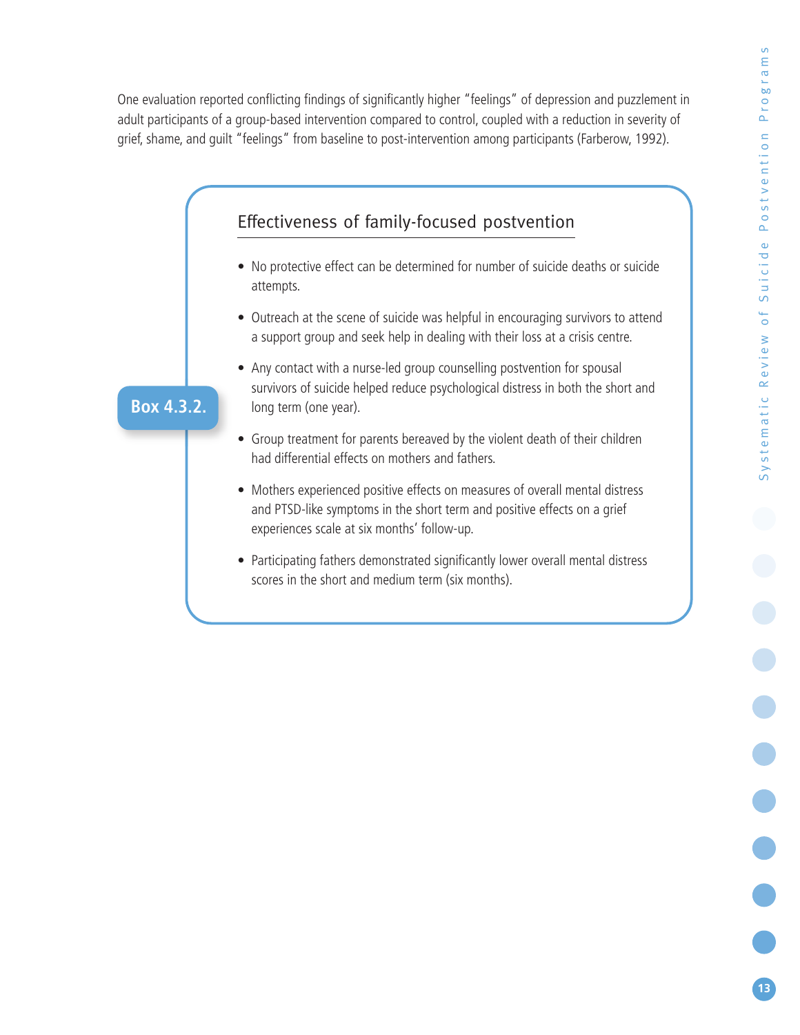One evaluation reported conflicting findings of significantly higher "feelings" of depression and puzzlement in adult participants of a group-based intervention compared to control, coupled with a reduction in severity of grief, shame, and guilt "feelings" from baseline to post-intervention among participants (Farberow, 1992).

**Box 4.3.2.**

### Effectiveness of family-focused postvention

- No protective effect can be determined for number of suicide deaths or suicide attempts.
- Outreach at the scene of suicide was helpful in encouraging survivors to attend a support group and seek help in dealing with their loss at a crisis centre.
- Any contact with a nurse-led group counselling postvention for spousal survivors of suicide helped reduce psychological distress in both the short and long term (one year).
- Group treatment for parents bereaved by the violent death of their children had differential effects on mothers and fathers.
- Mothers experienced positive effects on measures of overall mental distress and PTSD-like symptoms in the short term and positive effects on a grief experiences scale at six months' follow-up.
- Participating fathers demonstrated significantly lower overall mental distress scores in the short and medium term (six months).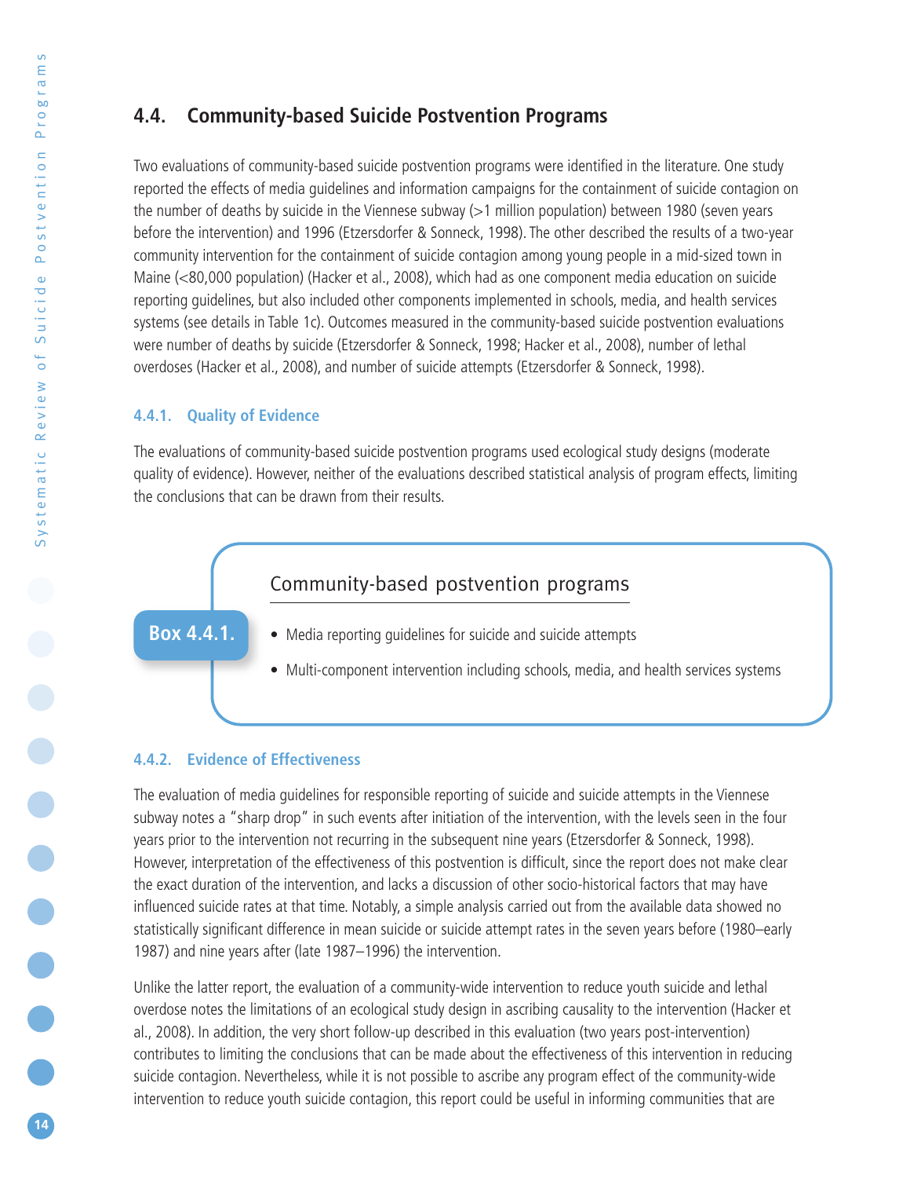## 4.4. Community-based Suicide Postvention Programs

Two evaluations of community-based suicide postvention programs were identified in the literature. One study reported the effects of media guidelines and information campaigns for the containment of suicide contagion on the number of deaths by suicide in the Viennese subway (>1 million population) between 1980 (seven years before the intervention) and 1996 (Etzersdorfer & Sonneck, 1998). The other described the results of a two-year community intervention for the containment of suicide contagion among young people in a mid-sized town in Maine (<80,000 population) (Hacker et al., 2008), which had as one component media education on suicide reporting guidelines, but also included other components implemented in schools, media, and health services systems (see details in Table 1c). Outcomes measured in the community-based suicide postvention evaluations were number of deaths by suicide (Etzersdorfer & Sonneck, 1998; Hacker et al., 2008), number of lethal overdoses (Hacker et al., 2008), and number of suicide attempts (Etzersdorfer & Sonneck, 1998).

### 4.4.1. Quality of Evidence

The evaluations of community-based suicide postvention programs used ecological study designs (moderate quality of evidence). However, neither of the evaluations described statistical analysis of program effects, limiting the conclusions that can be drawn from their results.

**Box 4.4.1.**

**Community-based postvention programs**

- Media reporting guidelines for suicide and suicide attempts
- Multi-component intervention including schools, media, and health services systems

### 4.4.2. Evidence of Effectiveness

The evaluation of media guidelines for responsible reporting of suicide and suicide attempts in the Viennese subway notes a "sharp drop" in such events after initiation of the intervention, with the levels seen in the four years prior to the intervention not recurring in the subsequent nine years (Etzersdorfer & Sonneck, 1998). However, interpretation of the effectiveness of this postvention is difficult, since the report does not make clear the exact duration of the intervention, and lacks a discussion of other socio-historical factors that may have influenced suicide rates at that time. Notably, a simple analysis carried out from the available data showed no statistically significant difference in mean suicide or suicide attempt rates in the seven years before (1980–early 1987) and nine years after (late 1987–1996) the intervention.

Unlike the latter report, the evaluation of a community-wide intervention to reduce youth suicide and lethal overdose notes the limitations of an ecological study design in ascribing causality to the intervention (Hacker et al., 2008). In addition, the very short follow-up described in this evaluation (two years post-intervention) contributes to limiting the conclusions that can be made about the effectiveness of this intervention in reducing suicide contagion. Nevertheless, while it is not possible to ascribe any program effect of the community-wide intervention to reduce youth suicide contagion, this report could be useful in informing communities that are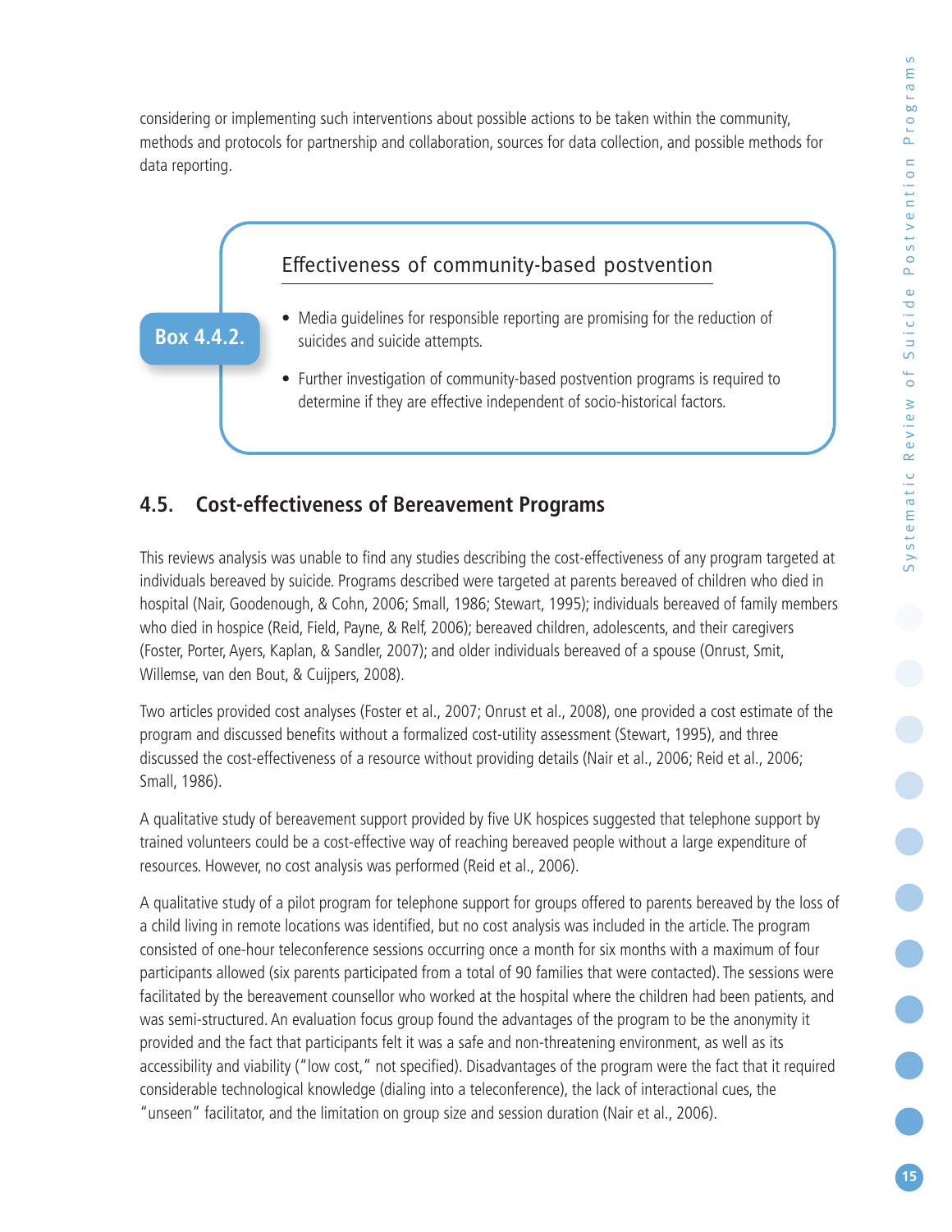considering or implementing such interventions about possible actions to be taken within the community, methods and protocols for partnership and collaboration, sources for data collection, and possible methods for data reporting.

**Box 4.4.2.**

### Effectiveness of community-based postvention

- Media guidelines for responsible reporting are promising for the reduction of suicides and suicide attempts.
- Further investigation of community-based postvention programs is required to determine if they are effective independent of socio-historical factors.

## 4.5. Cost-effectiveness of Bereavement Programs

This reviews analysis was unable to find any studies describing the cost-effectiveness of any program targeted at individuals bereaved by suicide. Programs described were targeted at parents bereaved of children who died in hospital (Nair, Goodenough, & Cohn, 2006; Small, 1986; Stewart, 1995); individuals bereaved of family members who died in hospice (Reid, Field, Payne, & Relf, 2006); bereaved children, adolescents, and their caregivers (Foster, Porter, Ayers, Kaplan, & Sandler, 2007); and older individuals bereaved of a spouse (Onrust, Smit, Willemse, van den Bout, & Cuijpers, 2008).

Two articles provided cost analyses (Foster et al., 2007; Onrust et al., 2008), one provided a cost estimate of the program and discussed benefits without a formalized cost-utility assessment (Stewart, 1995), and three discussed the cost-effectiveness of a resource without providing details (Nair et al., 2006; Reid et al., 2006; Small, 1986).

A qualitative study of bereavement support provided by five UK hospices suggested that telephone support by trained volunteers could be a cost-effective way of reaching bereaved people without a large expenditure of resources. However, no cost analysis was performed (Reid et al., 2006).

A qualitative study of a pilot program for telephone support for groups offered to parents bereaved by the loss of a child living in remote locations was identified, but no cost analysis was included in the article. The program consisted of one-hour teleconference sessions occurring once a month for six months with a maximum of four participants allowed (six parents participated from a total of 90 families that were contacted). The sessions were facilitated by the bereavement counsellor who worked at the hospital where the children had been patients, and was semi-structured. An evaluation focus group found the advantages of the program to be the anonymity it provided and the fact that participants felt it was a safe and non-threatening environment, as well as its accessibility and viability ("low cost," not specified). Disadvantages of the program were the fact that it required considerable technological knowledge (dialing into a teleconference), the lack of interactional cues, the "unseen" facilitator, and the limitation on group size and session duration (Nair et al., 2006).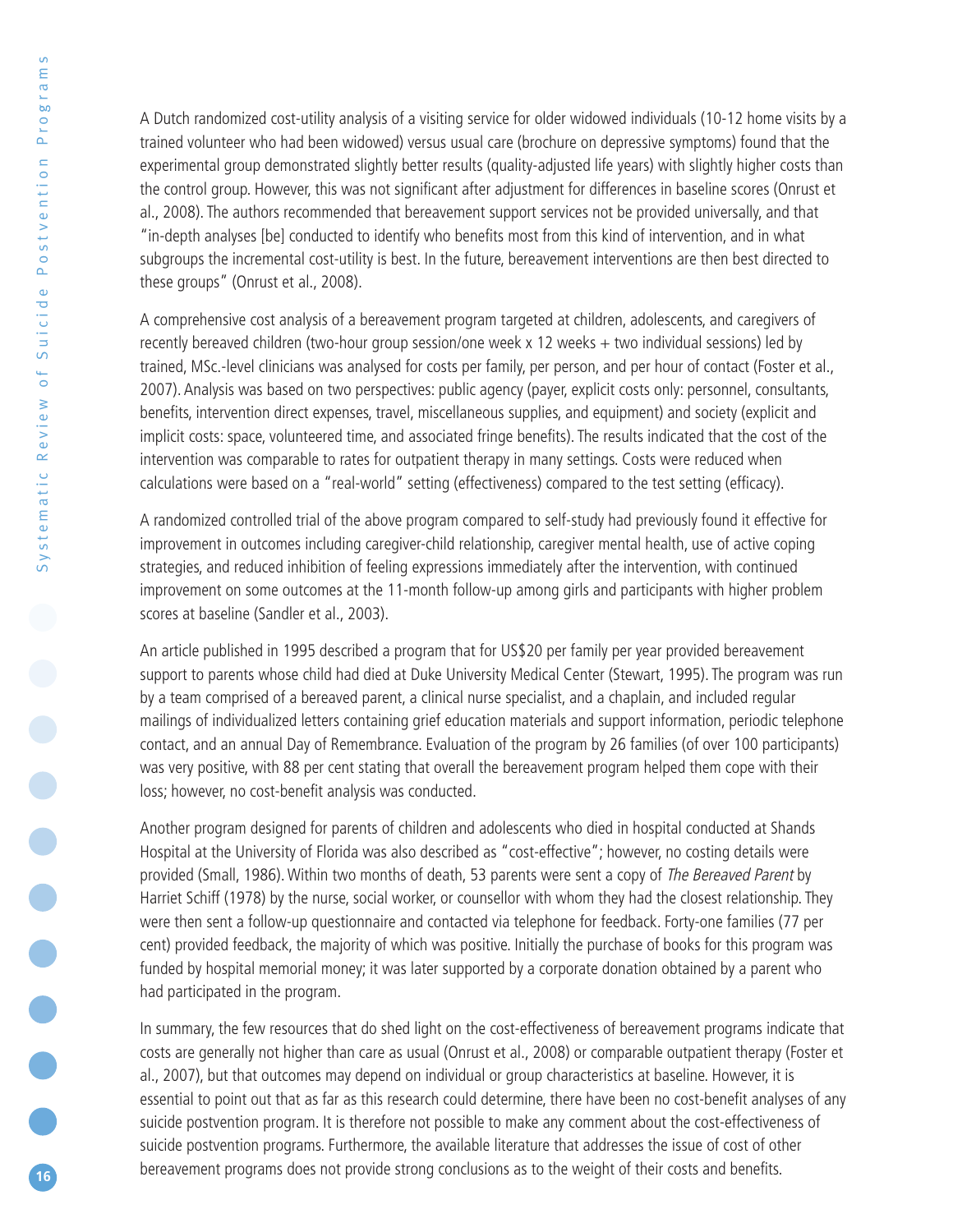A Dutch randomized cost-utility analysis of a visiting service for older widowed individuals (10-12 home visits by a trained volunteer who had been widowed) versus usual care (brochure on depressive symptoms) found that the experimental group demonstrated slightly better results (quality-adjusted life years) with slightly higher costs than the control group. However, this was not significant after adjustment for differences in baseline scores (Onrust et al., 2008). The authors recommended that bereavement support services not be provided universally, and that "in-depth analyses [be] conducted to identify who benefits most from this kind of intervention, and in what subgroups the incremental cost-utility is best. In the future, bereavement interventions are then best directed to these groups" (Onrust et al., 2008).

A comprehensive cost analysis of a bereavement program targeted at children, adolescents, and caregivers of recently bereaved children (two-hour group session/one week x 12 weeks + two individual sessions) led by trained, MSc.-level clinicians was analysed for costs per family, per person, and per hour of contact (Foster et al., 2007). Analysis was based on two perspectives: public agency (payer, explicit costs only: personnel, consultants, benefits, intervention direct expenses, travel, miscellaneous supplies, and equipment) and society (explicit and implicit costs: space, volunteered time, and associated fringe benefits). The results indicated that the cost of the intervention was comparable to rates for outpatient therapy in many settings. Costs were reduced when calculations were based on a "real-world" setting (effectiveness) compared to the test setting (efficacy).

A randomized controlled trial of the above program compared to self-study had previously found it effective for improvement in outcomes including caregiver-child relationship, caregiver mental health, use of active coping strategies, and reduced inhibition of feeling expressions immediately after the intervention, with continued improvement on some outcomes at the 11-month follow-up among girls and participants with higher problem scores at baseline (Sandler et al., 2003).

An article published in 1995 described a program that for US$20 per family per year provided bereavement support to parents whose child had died at Duke University Medical Center (Stewart, 1995). The program was run by a team comprised of a bereaved parent, a clinical nurse specialist, and a chaplain, and included regular mailings of individualized letters containing grief education materials and support information, periodic telephone contact, and an annual Day of Remembrance. Evaluation of the program by 26 families (of over 100 participants) was very positive, with 88 per cent stating that overall the bereavement program helped them cope with their loss; however, no cost-benefit analysis was conducted.

Another program designed for parents of children and adolescents who died in hospital conducted at Shands Hospital at the University of Florida was also described as "cost-effective"; however, no costing details were provided (Small, 1986). Within two months of death, 53 parents were sent a copy of *The Bereaved Parent* by Harriet Schiff (1978) by the nurse, social worker, or counsellor with whom they had the closest relationship. They were then sent a follow-up questionnaire and contacted via telephone for feedback. Forty-one families (77 per cent) provided feedback, the majority of which was positive. Initially the purchase of books for this program was funded by hospital memorial money; it was later supported by a corporate donation obtained by a parent who had participated in the program.

In summary, the few resources that do shed light on the cost-effectiveness of bereavement programs indicate that costs are generally not higher than care as usual (Onrust et al., 2008) or comparable outpatient therapy (Foster et al., 2007), but that outcomes may depend on individual or group characteristics at baseline. However, it is essential to point out that as far as this research could determine, there have been no cost-benefit analyses of any suicide postvention program. It is therefore not possible to make any comment about the cost-effectiveness of suicide postvention programs. Furthermore, the available literature that addresses the issue of cost of other bereavement programs does not provide strong conclusions as to the weight of their costs and benefits.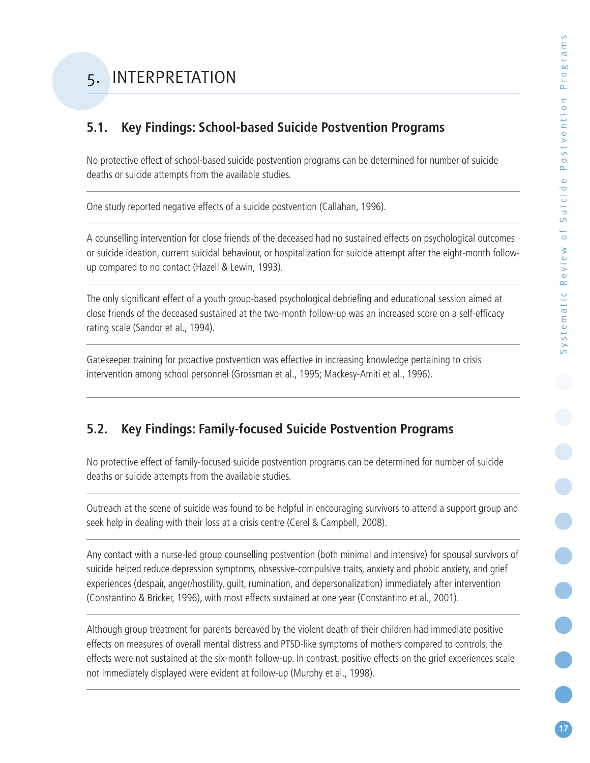# 5. INTERPRETATION

## 5.1. Key Findings: School-based Suicide Postvention Programs

No protective effect of school-based suicide postvention programs can be determined for number of suicide deaths or suicide attempts from the available studies.

---

One study reported negative effects of a suicide postvention (Callahan, 1996).

---

A counselling intervention for close friends of the deceased had no sustained effects on psychological outcomes or suicide ideation, current suicidal behaviour, or hospitalization for suicide attempt after the eight-month follow-up compared to no contact (Hazell & Lewin, 1993).

---

The only significant effect of a youth group-based psychological debriefing and educational session aimed at close friends of the deceased sustained at the two-month follow-up was an increased score on a self-efficacy rating scale (Sandor et al., 1994).

---

Gatekeeper training for proactive postvention was effective in increasing knowledge pertaining to crisis intervention among school personnel (Grossman et al., 1995; Mackesy-Amiti et al., 1996).

---

## 5.2. Key Findings: Family-focused Suicide Postvention Programs

No protective effect of family-focused suicide postvention programs can be determined for number of suicide deaths or suicide attempts from the available studies.

---

Outreach at the scene of suicide was found to be helpful in encouraging survivors to attend a support group and seek help in dealing with their loss at a crisis centre (Cerel & Campbell, 2008).

---

Any contact with a nurse-led group counselling postvention (both minimal and intensive) for spousal survivors of suicide helped reduce depression symptoms, obsessive-compulsive traits, anxiety and phobic anxiety, and grief experiences (despair, anger/hostility, guilt, rumination, and depersonalization) immediately after intervention (Constantino & Bricker, 1996), with most effects sustained at one year (Constantino et al., 2001).

---

Although group treatment for parents bereaved by the violent death of their children had immediate positive effects on measures of overall mental distress and PTSD-like symptoms of mothers compared to controls, the effects were not sustained at the six-month follow-up. In contrast, positive effects on the grief experiences scale not immediately displayed were evident at follow-up (Murphy et al., 1998).

---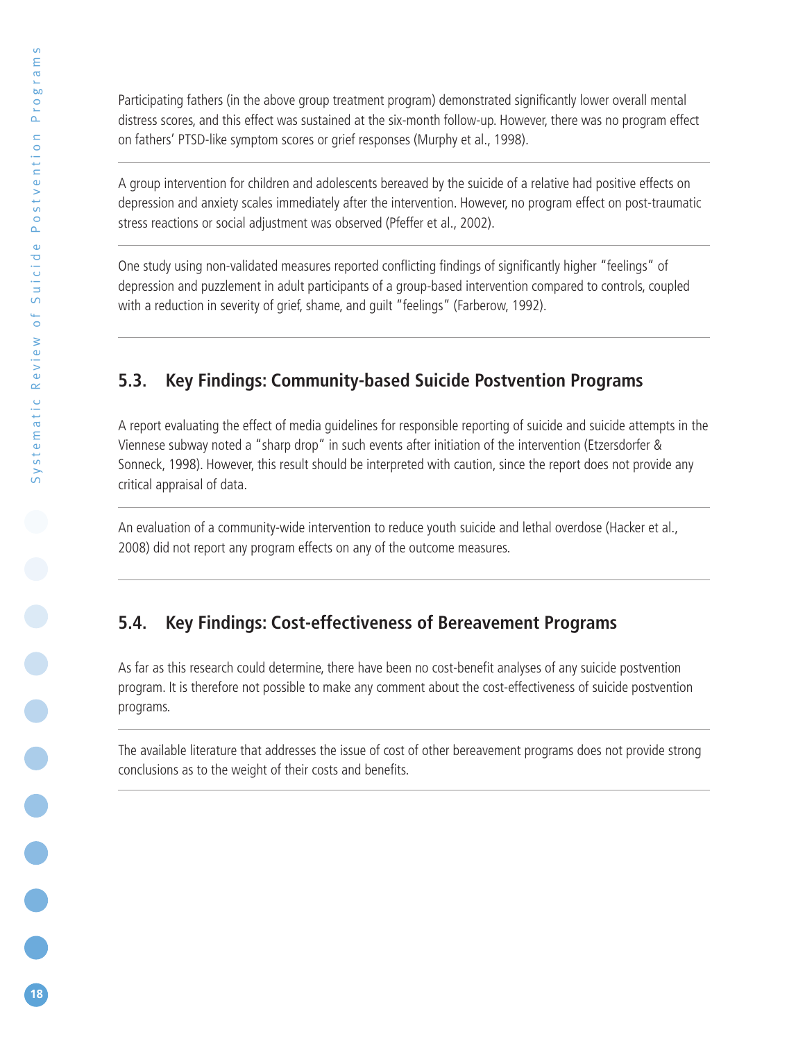Participating fathers (in the above group treatment program) demonstrated significantly lower overall mental distress scores, and this effect was sustained at the six-month follow-up. However, there was no program effect on fathers' PTSD-like symptom scores or grief responses (Murphy et al., 1998).

A group intervention for children and adolescents bereaved by the suicide of a relative had positive effects on depression and anxiety scales immediately after the intervention. However, no program effect on post-traumatic stress reactions or social adjustment was observed (Pfeffer et al., 2002).

One study using non-validated measures reported conflicting findings of significantly higher "feelings" of depression and puzzlement in adult participants of a group-based intervention compared to controls, coupled with a reduction in severity of grief, shame, and guilt "feelings" (Farberow, 1992).

## 5.3. Key Findings: Community-based Suicide Postvention Programs

A report evaluating the effect of media guidelines for responsible reporting of suicide and suicide attempts in the Viennese subway noted a "sharp drop" in such events after initiation of the intervention (Etzersdorfer & Sonneck, 1998). However, this result should be interpreted with caution, since the report does not provide any critical appraisal of data.

An evaluation of a community-wide intervention to reduce youth suicide and lethal overdose (Hacker et al., 2008) did not report any program effects on any of the outcome measures.

## 5.4. Key Findings: Cost-effectiveness of Bereavement Programs

As far as this research could determine, there have been no cost-benefit analyses of any suicide postvention program. It is therefore not possible to make any comment about the cost-effectiveness of suicide postvention programs.

The available literature that addresses the issue of cost of other bereavement programs does not provide strong conclusions as to the weight of their costs and benefits.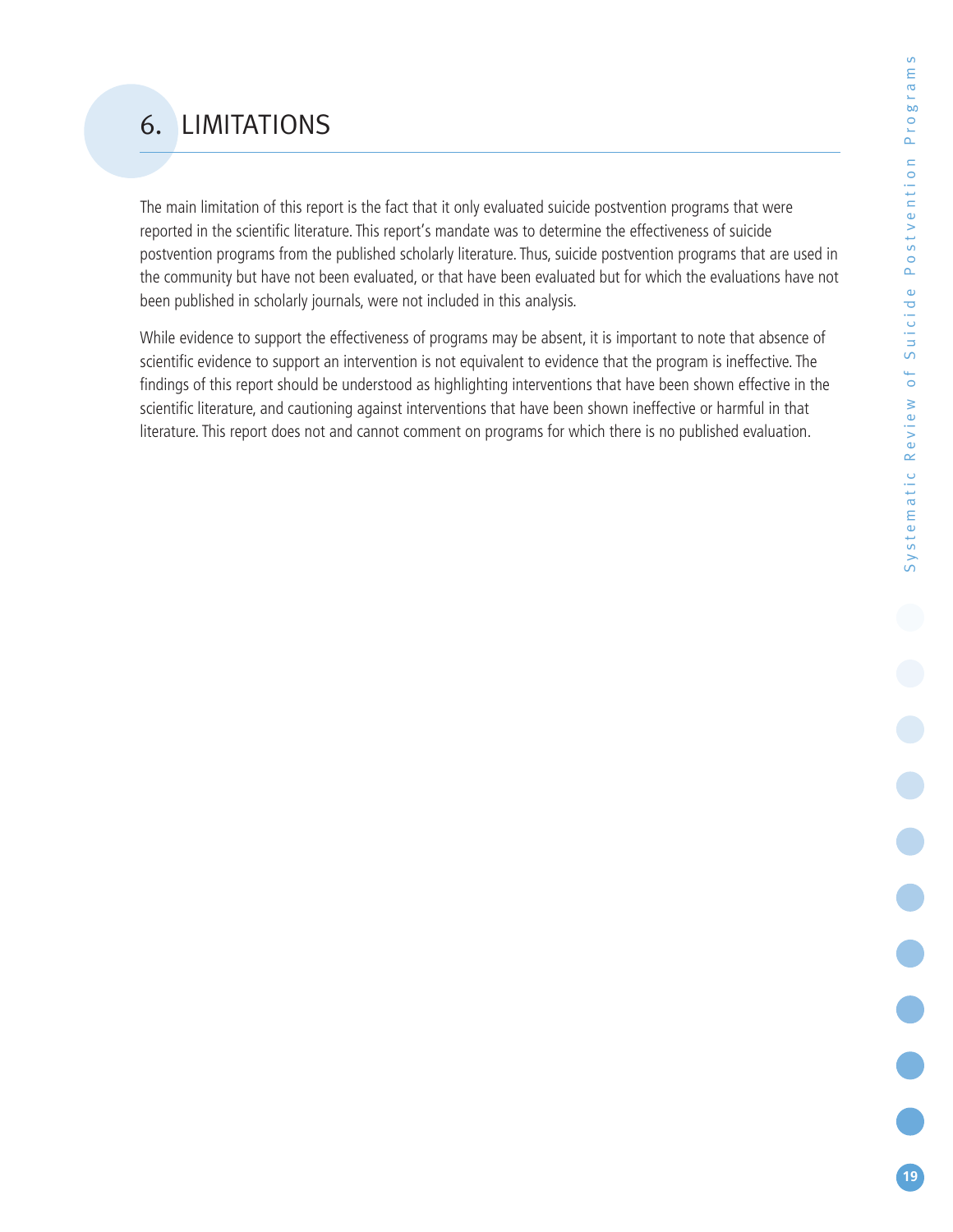# 6. LIMITATIONS

The main limitation of this report is the fact that it only evaluated suicide postvention programs that were reported in the scientific literature. This report's mandate was to determine the effectiveness of suicide postvention programs from the published scholarly literature. Thus, suicide postvention programs that are used in the community but have not been evaluated, or that have been evaluated but for which the evaluations have not been published in scholarly journals, were not included in this analysis.

While evidence to support the effectiveness of programs may be absent, it is important to note that absence of scientific evidence to support an intervention is not equivalent to evidence that the program is ineffective. The findings of this report should be understood as highlighting interventions that have been shown effective in the scientific literature, and cautioning against interventions that have been shown ineffective or harmful in that literature. This report does not and cannot comment on programs for which there is no published evaluation.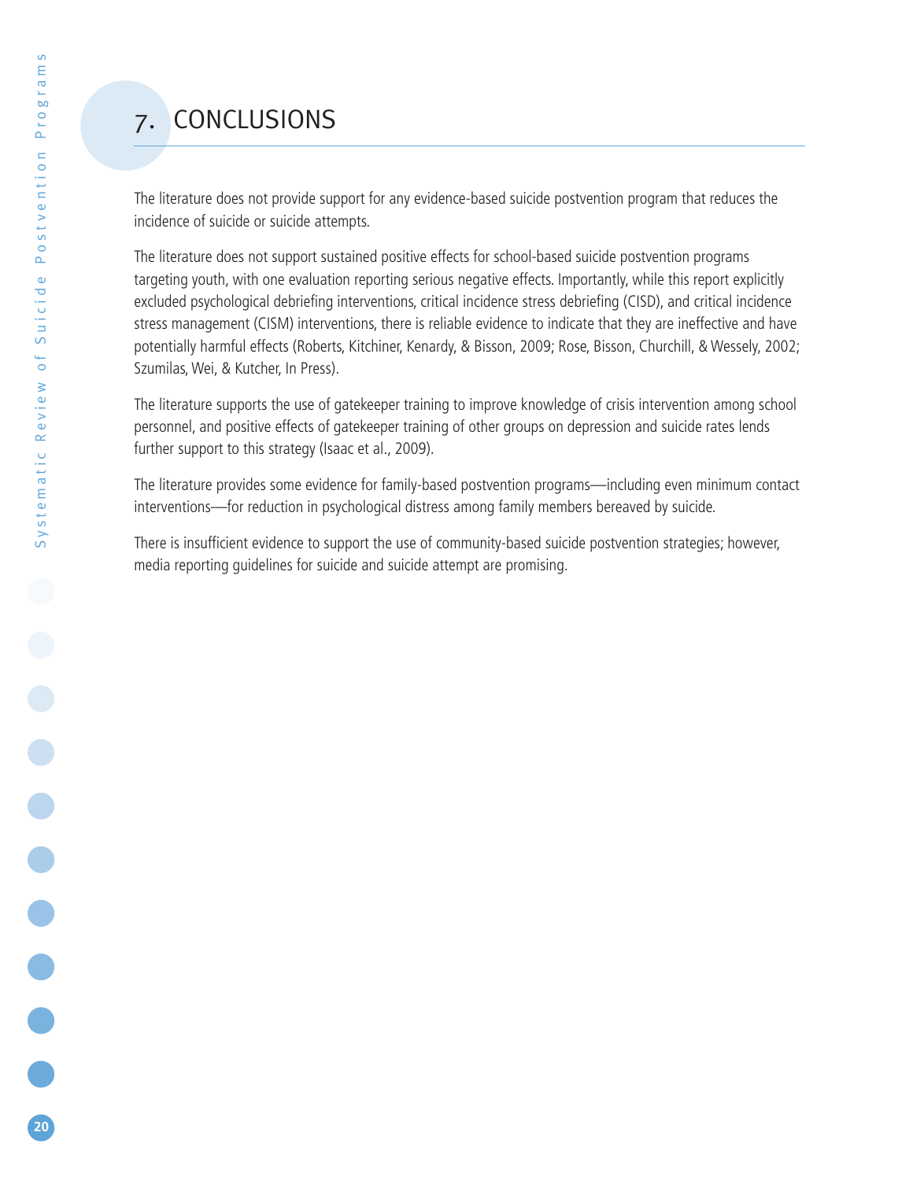# 7. CONCLUSIONS

The literature does not provide support for any evidence-based suicide postvention program that reduces the incidence of suicide or suicide attempts.

The literature does not support sustained positive effects for school-based suicide postvention programs targeting youth, with one evaluation reporting serious negative effects. Importantly, while this report explicitly excluded psychological debriefing interventions, critical incidence stress debriefing (CISD), and critical incidence stress management (CISM) interventions, there is reliable evidence to indicate that they are ineffective and have potentially harmful effects (Roberts, Kitchiner, Kenardy, & Bisson, 2009; Rose, Bisson, Churchill, & Wessely, 2002; Szumilas, Wei, & Kutcher, In Press).

The literature supports the use of gatekeeper training to improve knowledge of crisis intervention among school personnel, and positive effects of gatekeeper training of other groups on depression and suicide rates lends further support to this strategy (Isaac et al., 2009).

The literature provides some evidence for family-based postvention programs—including even minimum contact interventions—for reduction in psychological distress among family members bereaved by suicide.

There is insufficient evidence to support the use of community-based suicide postvention strategies; however, media reporting guidelines for suicide and suicide attempt are promising.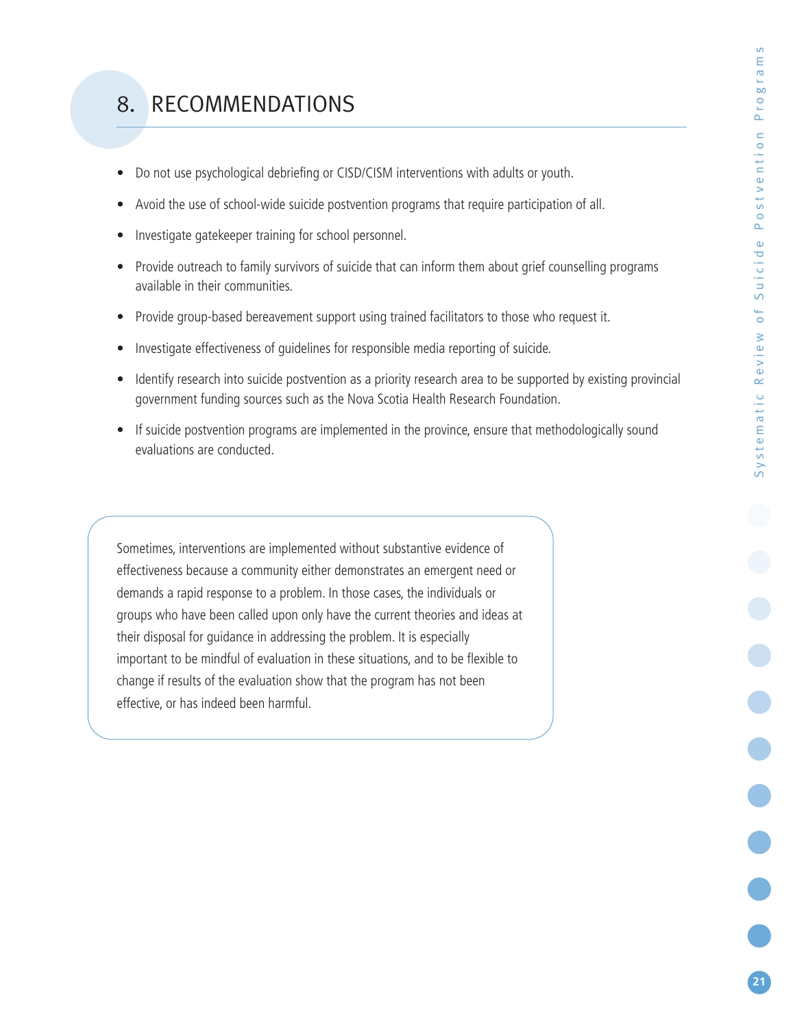# 8. RECOMMENDATIONS

- Do not use psychological debriefing or CISD/CISM interventions with adults or youth.
- Avoid the use of school-wide suicide postvention programs that require participation of all.
- Investigate gatekeeper training for school personnel.
- Provide outreach to family survivors of suicide that can inform them about grief counselling programs available in their communities.
- Provide group-based bereavement support using trained facilitators to those who request it.
- Investigate effectiveness of guidelines for responsible media reporting of suicide.
- Identify research into suicide postvention as a priority research area to be supported by existing provincial government funding sources such as the Nova Scotia Health Research Foundation.
- If suicide postvention programs are implemented in the province, ensure that methodologically sound evaluations are conducted.

Sometimes, interventions are implemented without substantive evidence of effectiveness because a community either demonstrates an emergent need or demands a rapid response to a problem. In those cases, the individuals or groups who have been called upon only have the current theories and ideas at their disposal for guidance in addressing the problem. It is especially important to be mindful of evaluation in these situations, and to be flexible to change if results of the evaluation show that the program has not been effective, or has indeed been harmful.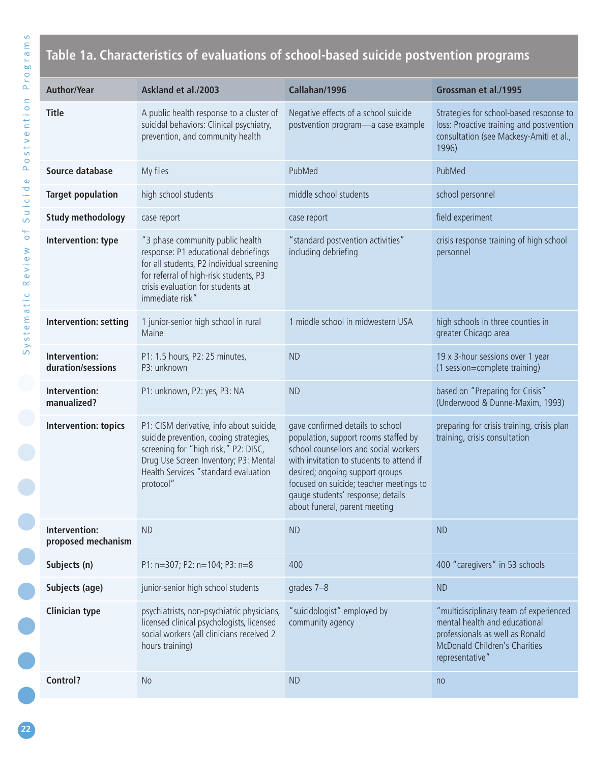## Table 1a. Characteristics of evaluations of school-based suicide postvention programs

| Author/Year | Askland et al./2003 | Callahan/1996 | Grossman et al./1995 |
|---|---|---|---|
| **Title** | A public health response to a cluster of suicidal behaviors: Clinical psychiatry, prevention, and community health | Negative effects of a school suicide postvention program—a case example | Strategies for school-based response to loss: Proactive training and postvention consultation (see Mackesy-Amiti et al., 1996) |
| **Source database** | My files | PubMed | PubMed |
| **Target population** | high school students | middle school students | school personnel |
| **Study methodology** | case report | case report | field experiment |
| **Intervention: type** | "3 phase community public health response: P1 educational debriefings for all students, P2 individual screening for referral of high-risk students, P3 crisis evaluation for students at immediate risk" | "standard postvention activities" including debriefing | crisis response training of high school personnel |
| **Intervention: setting** | 1 junior-senior high school in rural Maine | 1 middle school in midwestern USA | high schools in three counties in greater Chicago area |
| **Intervention: duration/sessions** | P1: 1.5 hours, P2: 25 minutes, P3: unknown | ND | 19 x 3-hour sessions over 1 year (1 session=complete training) |
| **Intervention: manualized?** | P1: unknown, P2: yes, P3: NA | ND | based on "Preparing for Crisis" (Underwood & Dunne-Maxim, 1993) |
| **Intervention: topics** | P1: CISM derivative, info about suicide, suicide prevention, coping strategies, screening for "high risk," P2: DISC, Drug Use Screen Inventory; P3: Mental Health Services "standard evaluation protocol" | gave confirmed details to school population, support rooms staffed by school counsellors and social workers with invitation to students to attend if desired; ongoing support groups focused on suicide; teacher meetings to gauge students' response; details about funeral, parent meeting | preparing for crisis training, crisis plan training, crisis consultation |
| **Intervention: proposed mechanism** | ND | ND | ND |
| **Subjects (n)** | P1: n=307; P2: n=104; P3: n=8 | 400 | 400 "caregivers" in 53 schools |
| **Subjects (age)** | junior-senior high school students | grades 7–8 | ND |
| **Clinician type** | psychiatrists, non-psychiatric physicians, licensed clinical psychologists, licensed social workers (all clinicians received 2 hours training) | "suicidologist" employed by community agency | "multidisciplinary team of experienced mental health and educational professionals as well as Ronald McDonald Children's Charities representative" |
| **Control?** | No | ND | no |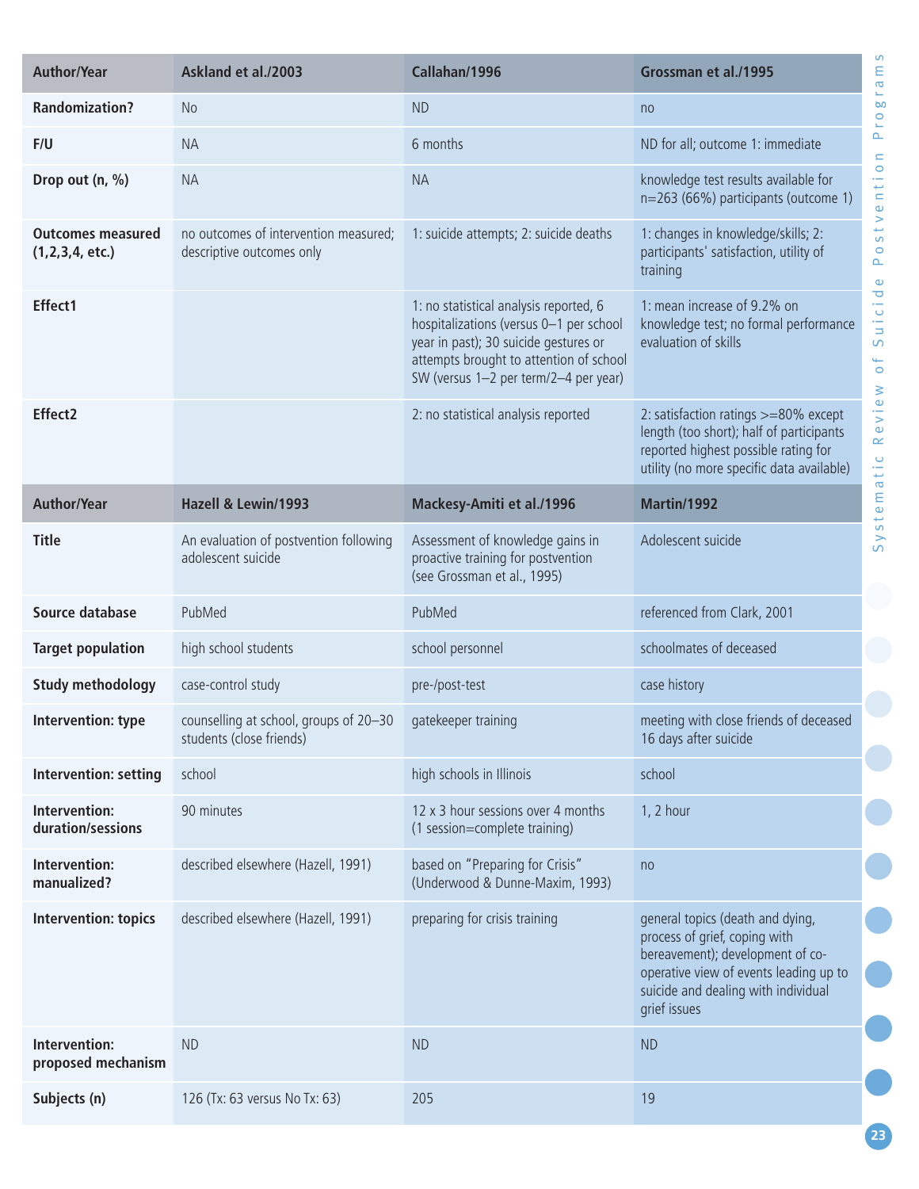| Author/Year | Askland et al./2003 | Callahan/1996 | Grossman et al./1995 |
|---|---|---|---|
| Randomization? | No | ND | no |
| F/U | NA | 6 months | ND for all; outcome 1: immediate |
| Drop out (n, %) | NA | NA | knowledge test results available for n=263 (66%) participants (outcome 1) |
| Outcomes measured (1,2,3,4, etc.) | no outcomes of intervention measured; descriptive outcomes only | 1: suicide attempts; 2: suicide deaths | 1: changes in knowledge/skills; 2: participants' satisfaction, utility of training |
| Effect1 | | 1: no statistical analysis reported, 6 hospitalizations (versus 0–1 per school year in past); 30 suicide gestures or attempts brought to attention of school SW (versus 1–2 per term/2–4 per year) | 1: mean increase of 9.2% on knowledge test; no formal performance evaluation of skills |
| Effect2 | | 2: no statistical analysis reported | 2: satisfaction ratings >=80% except length (too short); half of participants reported highest possible rating for utility (no more specific data available) |

| Author/Year | Hazell & Lewin/1993 | Mackesy-Amiti et al./1996 | Martin/1992 |
|---|---|---|---|
| Title | An evaluation of postvention following adolescent suicide | Assessment of knowledge gains in proactive training for postvention (see Grossman et al., 1995) | Adolescent suicide |
| Source database | PubMed | PubMed | referenced from Clark, 2001 |
| Target population | high school students | school personnel | schoolmates of deceased |
| Study methodology | case-control study | pre-/post-test | case history |
| Intervention: type | counselling at school, groups of 20–30 students (close friends) | gatekeeper training | meeting with close friends of deceased 16 days after suicide |
| Intervention: setting | school | high schools in Illinois | school |
| Intervention: duration/sessions | 90 minutes | 12 x 3 hour sessions over 4 months (1 session=complete training) | 1, 2 hour |
| Intervention: manualized? | described elsewhere (Hazell, 1991) | based on "Preparing for Crisis" (Underwood & Dunne-Maxim, 1993) | no |
| Intervention: topics | described elsewhere (Hazell, 1991) | preparing for crisis training | general topics (death and dying, process of grief, coping with bereavement); development of co-operative view of events leading up to suicide and dealing with individual grief issues |
| Intervention: proposed mechanism | ND | ND | ND |
| Subjects (n) | 126 (Tx: 63 versus No Tx: 63) | 205 | 19 |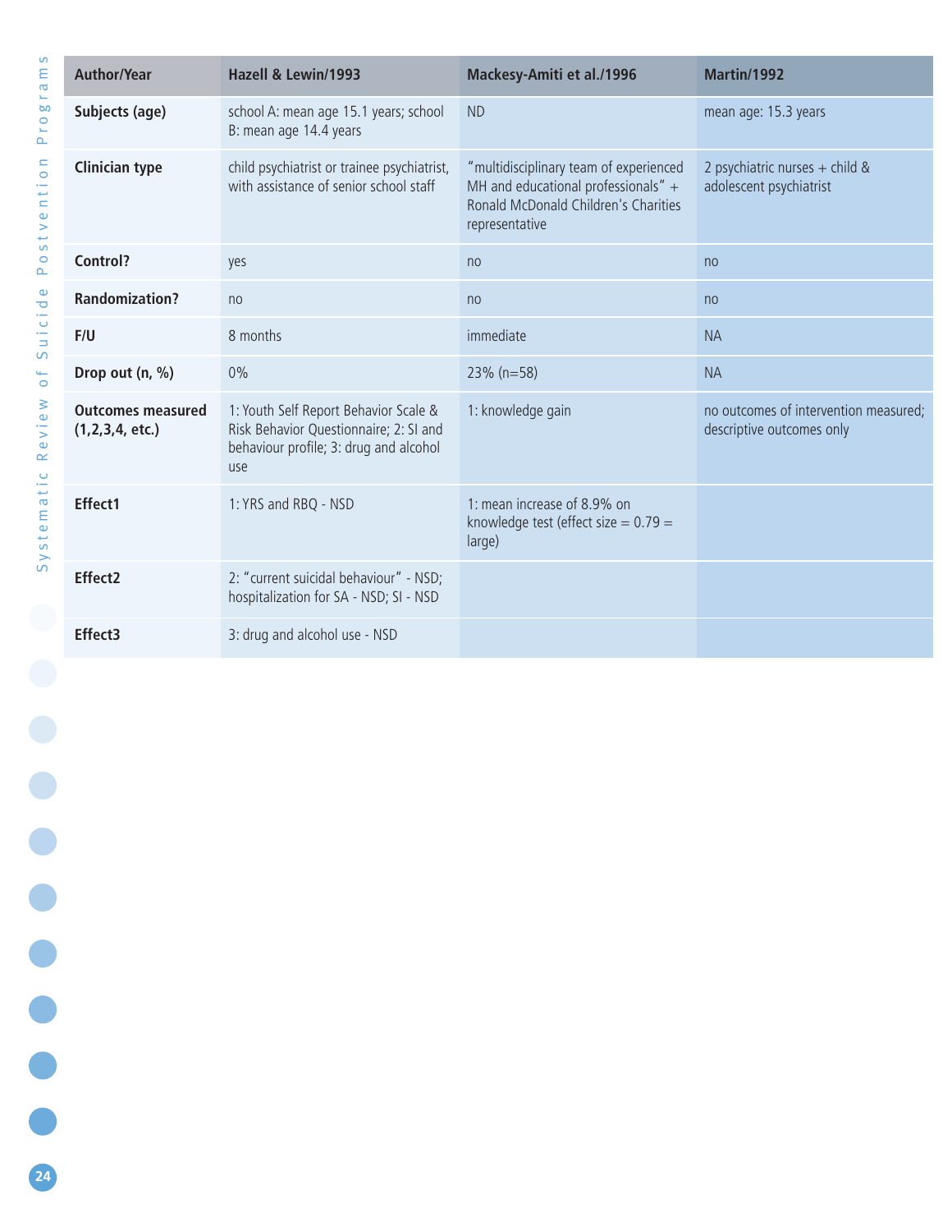| Author/Year | Hazell & Lewin/1993 | Mackesy-Amiti et al./1996 | Martin/1992 |
|---|---|---|---|
| **Subjects (age)** | school A: mean age 15.1 years; school B: mean age 14.4 years | ND | mean age: 15.3 years |
| **Clinician type** | child psychiatrist or trainee psychiatrist, with assistance of senior school staff | "multidisciplinary team of experienced MH and educational professionals" + Ronald McDonald Children's Charities representative | 2 psychiatric nurses + child & adolescent psychiatrist |
| **Control?** | yes | no | no |
| **Randomization?** | no | no | no |
| **F/U** | 8 months | immediate | NA |
| **Drop out (n, %)** | 0% | 23% (n=58) | NA |
| **Outcomes measured (1,2,3,4, etc.)** | 1: Youth Self Report Behavior Scale & Risk Behavior Questionnaire; 2: SI and behaviour profile; 3: drug and alcohol use | 1: knowledge gain | no outcomes of intervention measured; descriptive outcomes only |
| **Effect1** | 1: YRS and RBQ - NSD | 1: mean increase of 8.9% on knowledge test (effect size = 0.79 = large) | |
| **Effect2** | 2: "current suicidal behaviour" - NSD; hospitalization for SA - NSD; SI - NSD | | |
| **Effect3** | 3: drug and alcohol use - NSD | | |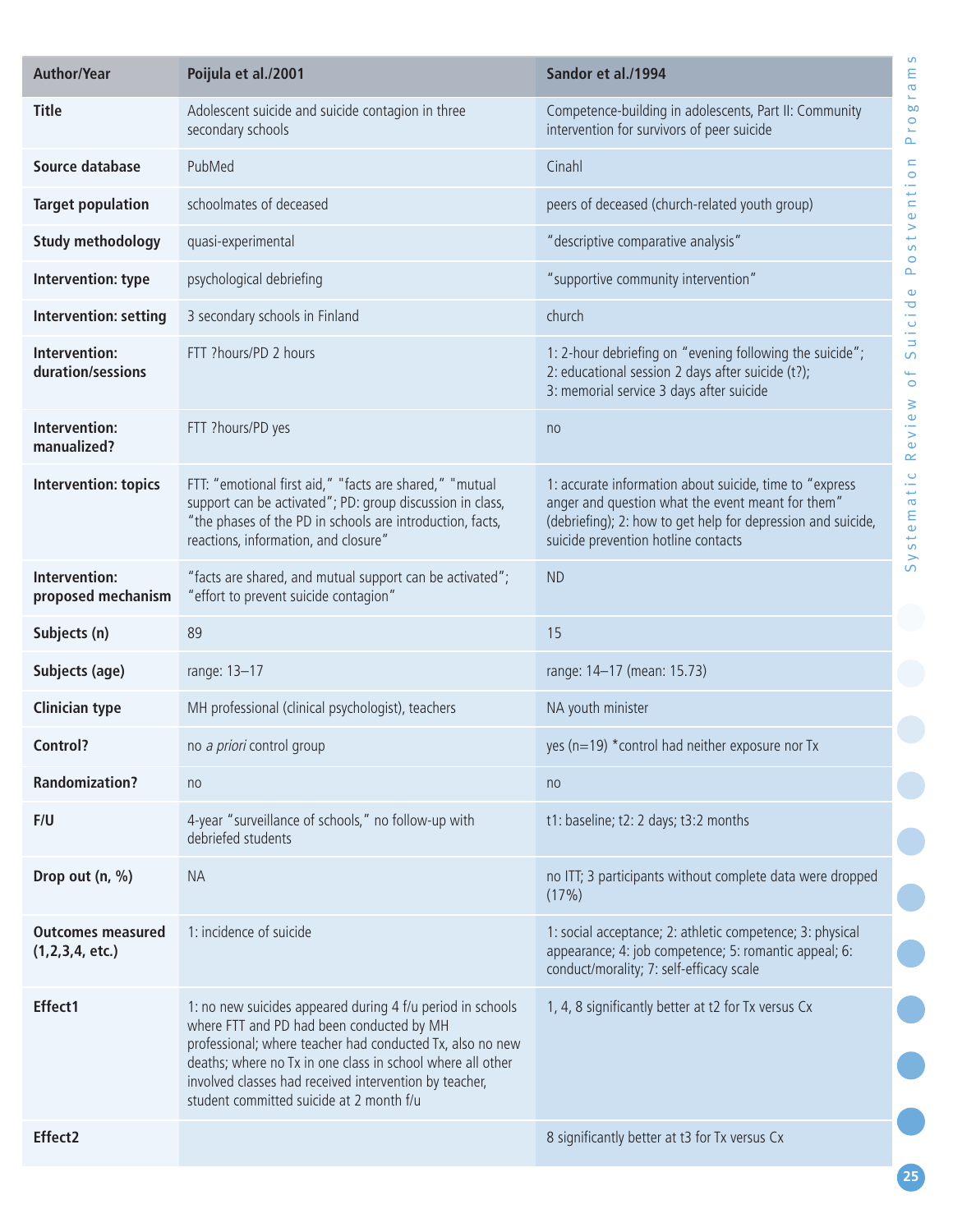| Author/Year | Poijula et al./2001 | Sandor et al./1994 |
|---|---|---|
| **Title** | Adolescent suicide and suicide contagion in three secondary schools | Competence-building in adolescents, Part II: Community intervention for survivors of peer suicide |
| **Source database** | PubMed | Cinahl |
| **Target population** | schoolmates of deceased | peers of deceased (church-related youth group) |
| **Study methodology** | quasi-experimental | "descriptive comparative analysis" |
| **Intervention: type** | psychological debriefing | "supportive community intervention" |
| **Intervention: setting** | 3 secondary schools in Finland | church |
| **Intervention: duration/sessions** | FTT ?hours/PD 2 hours | 1: 2-hour debriefing on "evening following the suicide"; 2: educational session 2 days after suicide (t?); 3: memorial service 3 days after suicide |
| **Intervention: manualized?** | FTT ?hours/PD yes | no |
| **Intervention: topics** | FTT: "emotional first aid," "facts are shared," "mutual support can be activated"; PD: group discussion in class, "the phases of the PD in schools are introduction, facts, reactions, information, and closure" | 1: accurate information about suicide, time to "express anger and question what the event meant for them" (debriefing); 2: how to get help for depression and suicide, suicide prevention hotline contacts |
| **Intervention: proposed mechanism** | "facts are shared, and mutual support can be activated"; "effort to prevent suicide contagion" | ND |
| **Subjects (n)** | 89 | 15 |
| **Subjects (age)** | range: 13–17 | range: 14–17 (mean: 15.73) |
| **Clinician type** | MH professional (clinical psychologist), teachers | NA youth minister |
| **Control?** | no *a priori* control group | yes (n=19) *control had neither exposure nor Tx |
| **Randomization?** | no | no |
| **F/U** | 4-year "surveillance of schools," no follow-up with debriefed students | t1: baseline; t2: 2 days; t3:2 months |
| **Drop out (n, %)** | NA | no ITT; 3 participants without complete data were dropped (17%) |
| **Outcomes measured (1,2,3,4, etc.)** | 1: incidence of suicide | 1: social acceptance; 2: athletic competence; 3: physical appearance; 4: job competence; 5: romantic appeal; 6: conduct/morality; 7: self-efficacy scale |
| **Effect1** | 1: no new suicides appeared during 4 f/u period in schools where FTT and PD had been conducted by MH professional; where teacher had conducted Tx, also no new deaths; where no Tx in one class in school where all other involved classes had received intervention by teacher, student committed suicide at 2 month f/u | 1, 4, 8 significantly better at t2 for Tx versus Cx |
| **Effect2** | | 8 significantly better at t3 for Tx versus Cx |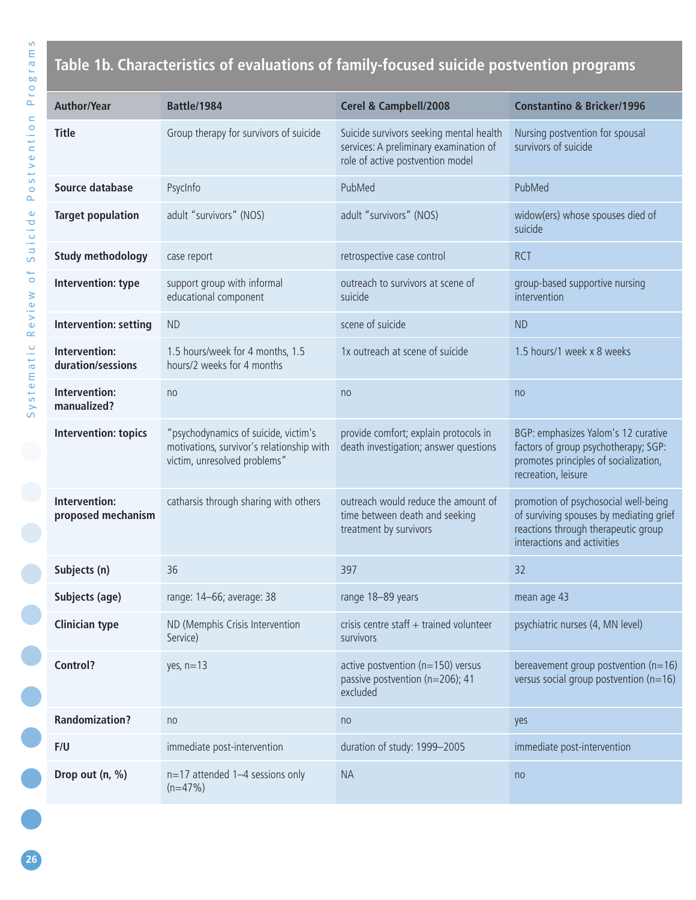## Table 1b. Characteristics of evaluations of family-focused suicide postvention programs

| Author/Year | Battle/1984 | Cerel & Campbell/2008 | Constantino & Bricker/1996 |
|---|---|---|---|
| Title | Group therapy for survivors of suicide | Suicide survivors seeking mental health services: A preliminary examination of role of active postvention model | Nursing postvention for spousal survivors of suicide |
| Source database | PsycInfo | PubMed | PubMed |
| Target population | adult "survivors" (NOS) | adult "survivors" (NOS) | widow(ers) whose spouses died of suicide |
| Study methodology | case report | retrospective case control | RCT |
| Intervention: type | support group with informal educational component | outreach to survivors at scene of suicide | group-based supportive nursing intervention |
| Intervention: setting | ND | scene of suicide | ND |
| Intervention: duration/sessions | 1.5 hours/week for 4 months, 1.5 hours/2 weeks for 4 months | 1x outreach at scene of suicide | 1.5 hours/1 week x 8 weeks |
| Intervention: manualized? | no | no | no |
| Intervention: topics | "psychodynamics of suicide, victim's motivations, survivor's relationship with victim, unresolved problems" | provide comfort; explain protocols in death investigation; answer questions | BGP: emphasizes Yalom's 12 curative factors of group psychotherapy; SGP: promotes principles of socialization, recreation, leisure |
| Intervention: proposed mechanism | catharsis through sharing with others | outreach would reduce the amount of time between death and seeking treatment by survivors | promotion of psychosocial well-being of surviving spouses by mediating grief reactions through therapeutic group interactions and activities |
| Subjects (n) | 36 | 397 | 32 |
| Subjects (age) | range: 14–66; average: 38 | range 18–89 years | mean age 43 |
| Clinician type | ND (Memphis Crisis Intervention Service) | crisis centre staff + trained volunteer survivors | psychiatric nurses (4, MN level) |
| Control? | yes, n=13 | active postvention (n=150) versus passive postvention (n=206); 41 excluded | bereavement group postvention (n=16) versus social group postvention (n=16) |
| Randomization? | no | no | yes |
| F/U | immediate post-intervention | duration of study: 1999–2005 | immediate post-intervention |
| Drop out (n, %) | n=17 attended 1–4 sessions only (n=47%) | NA | no |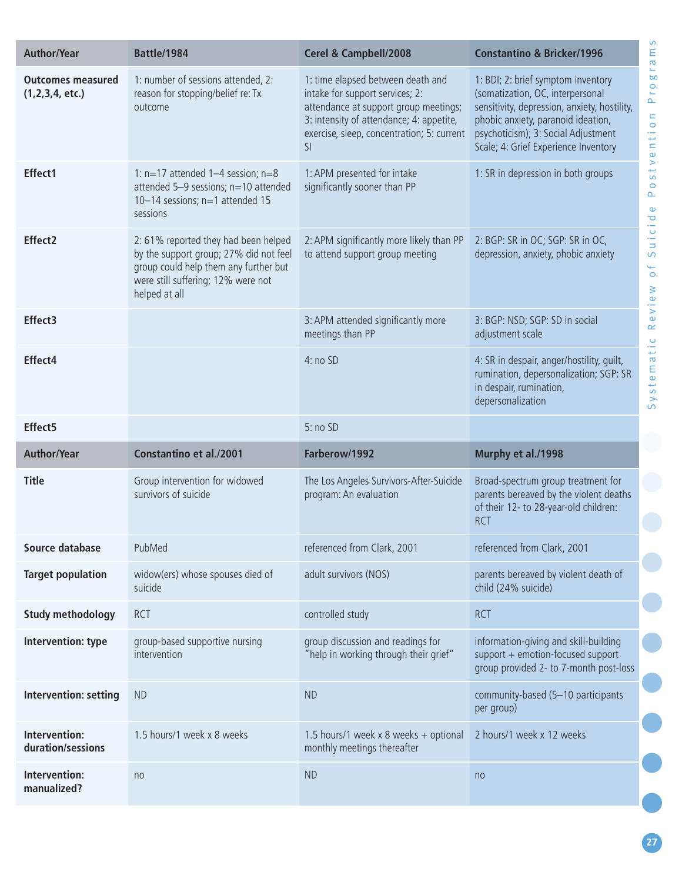| Author/Year | Battle/1984 | Cerel & Campbell/2008 | Constantino & Bricker/1996 |
|---|---|---|---|
| **Outcomes measured (1,2,3,4, etc.)** | 1: number of sessions attended, 2: reason for stopping/belief re: Tx outcome | 1: time elapsed between death and intake for support services; 2: attendance at support group meetings; 3: intensity of attendance; 4: appetite, exercise, sleep, concentration; 5: current SI | 1: BDI; 2: brief symptom inventory (somatization, OC, interpersonal sensitivity, depression, anxiety, hostility, phobic anxiety, paranoid ideation, psychoticism); 3: Social Adjustment Scale; 4: Grief Experience Inventory |
| **Effect1** | 1: n=17 attended 1–4 session; n=8 attended 5–9 sessions; n=10 attended 10–14 sessions; n=1 attended 15 sessions | 1: APM presented for intake significantly sooner than PP | 1: SR in depression in both groups |
| **Effect2** | 2: 61% reported they had been helped by the support group; 27% did not feel group could help them any further but were still suffering; 12% were not helped at all | 2: APM significantly more likely than PP to attend support group meeting | 2: BGP: SR in OC; SGP: SR in OC, depression, anxiety, phobic anxiety |
| **Effect3** | | 3: APM attended significantly more meetings than PP | 3: BGP: NSD; SGP: SD in social adjustment scale |
| **Effect4** | | 4: no SD | 4: SR in despair, anger/hostility, guilt, rumination, depersonalization; SGP: SR in despair, rumination, depersonalization |
| **Effect5** | | 5: no SD | |

| Author/Year | Constantino et al./2001 | Farberow/1992 | Murphy et al./1998 |
|---|---|---|---|
| **Title** | Group intervention for widowed survivors of suicide | The Los Angeles Survivors-After-Suicide program: An evaluation | Broad-spectrum group treatment for parents bereaved by the violent deaths of their 12- to 28-year-old children: RCT |
| **Source database** | PubMed | referenced from Clark, 2001 | referenced from Clark, 2001 |
| **Target population** | widow(ers) whose spouses died of suicide | adult survivors (NOS) | parents bereaved by violent death of child (24% suicide) |
| **Study methodology** | RCT | controlled study | RCT |
| **Intervention: type** | group-based supportive nursing intervention | group discussion and readings for "help in working through their grief" | information-giving and skill-building support + emotion-focused support group provided 2- to 7-month post-loss |
| **Intervention: setting** | ND | ND | community-based (5–10 participants per group) |
| **Intervention: duration/sessions** | 1.5 hours/1 week x 8 weeks | 1.5 hours/1 week x 8 weeks + optional monthly meetings thereafter | 2 hours/1 week x 12 weeks |
| **Intervention: manualized?** | no | ND | no |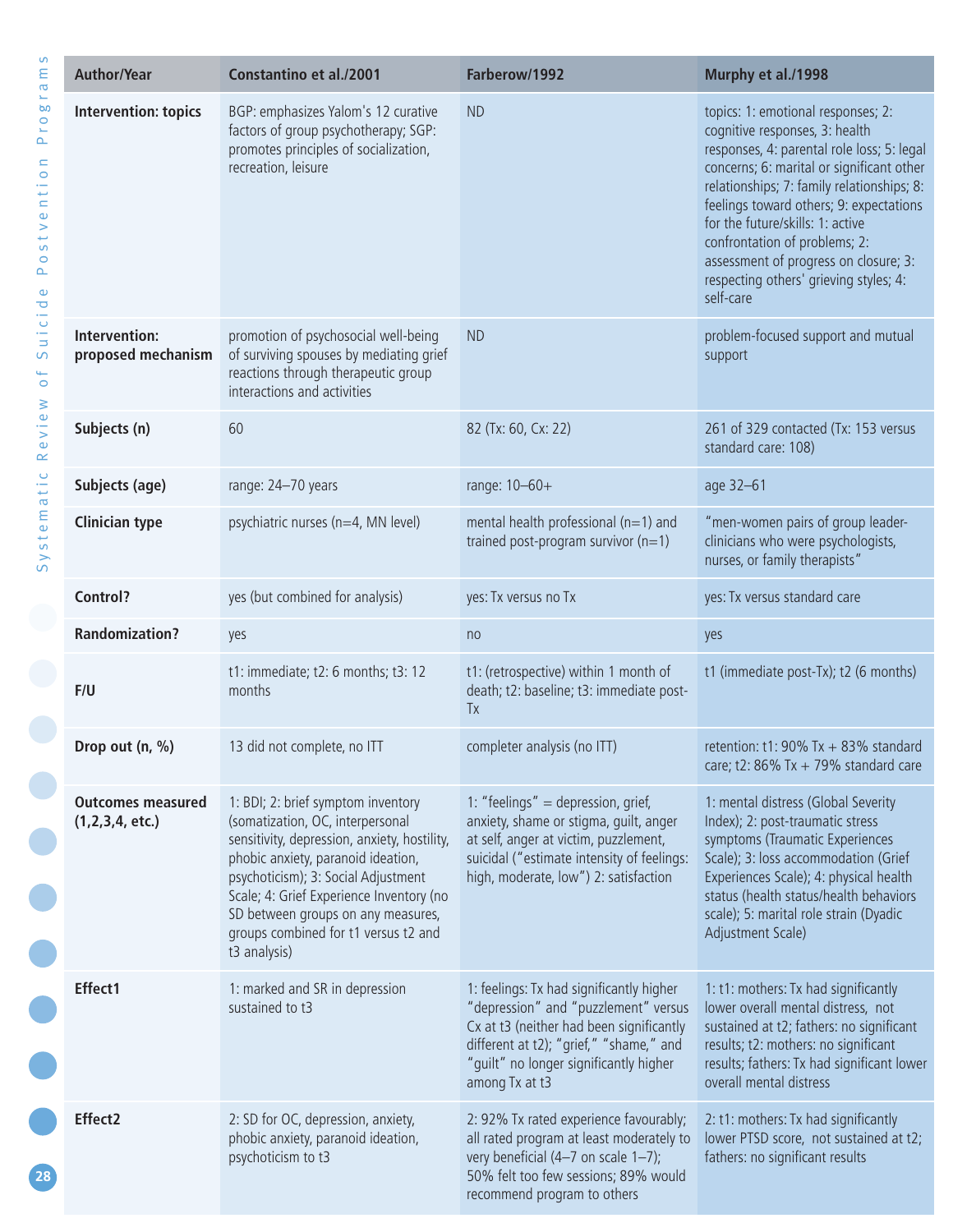| Author/Year | Constantino et al./2001 | Farberow/1992 | Murphy et al./1998 |
|---|---|---|---|
| **Intervention: topics** | BGP: emphasizes Yalom's 12 curative factors of group psychotherapy; SGP: promotes principles of socialization, recreation, leisure | ND | topics: 1: emotional responses; 2: cognitive responses, 3: health responses, 4: parental role loss; 5: legal concerns; 6: marital or significant other relationships; 7: family relationships; 8: feelings toward others; 9: expectations for the future/skills: 1: active confrontation of problems; 2: assessment of progress on closure; 3: respecting others' grieving styles; 4: self-care |
| **Intervention: proposed mechanism** | promotion of psychosocial well-being of surviving spouses by mediating grief reactions through therapeutic group interactions and activities | ND | problem-focused support and mutual support |
| **Subjects (n)** | 60 | 82 (Tx: 60, Cx: 22) | 261 of 329 contacted (Tx: 153 versus standard care: 108) |
| **Subjects (age)** | range: 24–70 years | range: 10–60+ | age 32–61 |
| **Clinician type** | psychiatric nurses (n=4, MN level) | mental health professional (n=1) and trained post-program survivor (n=1) | "men-women pairs of group leader-clinicians who were psychologists, nurses, or family therapists" |
| **Control?** | yes (but combined for analysis) | yes: Tx versus no Tx | yes: Tx versus standard care |
| **Randomization?** | yes | no | yes |
| **F/U** | t1: immediate; t2: 6 months; t3: 12 months | t1: (retrospective) within 1 month of death; t2: baseline; t3: immediate post-Tx | t1 (immediate post-Tx); t2 (6 months) |
| **Drop out (n, %)** | 13 did not complete, no ITT | completer analysis (no ITT) | retention: t1: 90% Tx + 83% standard care; t2: 86% Tx + 79% standard care |
| **Outcomes measured (1,2,3,4, etc.)** | 1: BDI; 2: brief symptom inventory (somatization, OC, interpersonal sensitivity, depression, anxiety, hostility, phobic anxiety, paranoid ideation, psychoticism); 3: Social Adjustment Scale; 4: Grief Experience Inventory (no SD between groups on any measures, groups combined for t1 versus t2 and t3 analysis) | 1: "feelings" = depression, grief, anxiety, shame or stigma, guilt, anger at self, anger at victim, puzzlement, suicidal ("estimate intensity of feelings: high, moderate, low") 2: satisfaction | 1: mental distress (Global Severity Index); 2: post-traumatic stress symptoms (Traumatic Experiences Scale); 3: loss accommodation (Grief Experiences Scale); 4: physical health status (health status/health behaviors scale); 5: marital role strain (Dyadic Adjustment Scale) |
| **Effect1** | 1: marked and SR in depression sustained to t3 | 1: feelings: Tx had significantly higher "depression" and "puzzlement" versus Cx at t3 (neither had been significantly different at t2); "grief," "shame," and "guilt" no longer significantly higher among Tx at t3 | 1: t1: mothers: Tx had significantly lower overall mental distress, not sustained at t2; fathers: no significant results; t2: mothers: no significant results; fathers: Tx had significant lower overall mental distress |
| **Effect2** | 2: SD for OC, depression, anxiety, phobic anxiety, paranoid ideation, psychoticism to t3 | 2: 92% Tx rated experience favourably; all rated program at least moderately to very beneficial (4–7 on scale 1–7); 50% felt too few sessions; 89% would recommend program to others | 2: t1: mothers: Tx had significantly lower PTSD score, not sustained at t2; fathers: no significant results |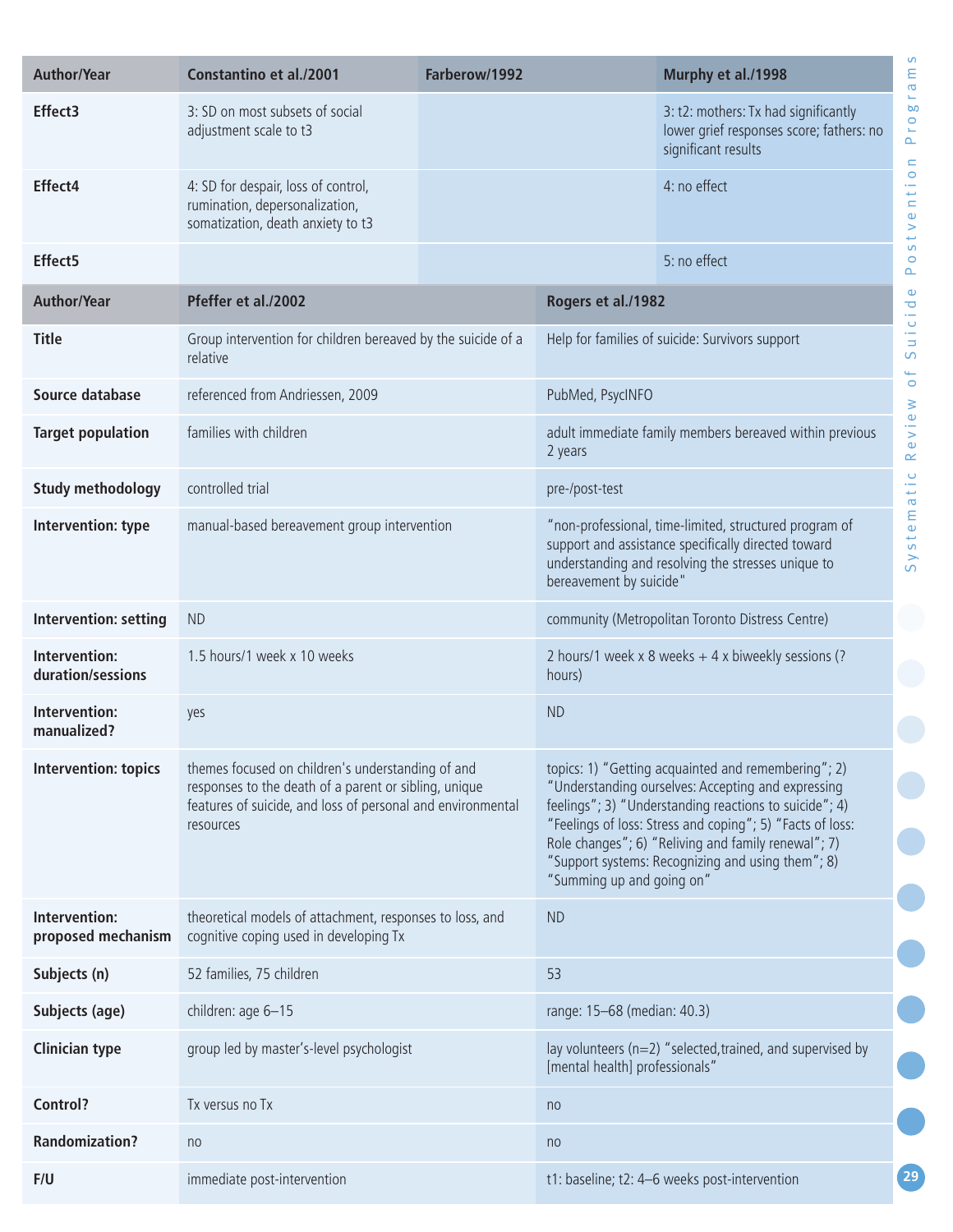| Author/Year | Constantino et al./2001 | Farberow/1992 | Murphy et al./1998 |
|---|---|---|---|
| Effect3 | 3: SD on most subsets of social adjustment scale to t3 | | 3: t2: mothers: Tx had significantly lower grief responses score; fathers: no significant results |
| Effect4 | 4: SD for despair, loss of control, rumination, depersonalization, somatization, death anxiety to t3 | | 4: no effect |
| Effect5 | | | 5: no effect |

| Author/Year | Pfeffer et al./2002 | Rogers et al./1982 |
|---|---|---|
| Title | Group intervention for children bereaved by the suicide of a relative | Help for families of suicide: Survivors support |
| Source database | referenced from Andriessen, 2009 | PubMed, PsycINFO |
| Target population | families with children | adult immediate family members bereaved within previous 2 years |
| Study methodology | controlled trial | pre-/post-test |
| Intervention: type | manual-based bereavement group intervention | "non-professional, time-limited, structured program of support and assistance specifically directed toward understanding and resolving the stresses unique to bereavement by suicide" |
| Intervention: setting | ND | community (Metropolitan Toronto Distress Centre) |
| Intervention: duration/sessions | 1.5 hours/1 week x 10 weeks | 2 hours/1 week x 8 weeks + 4 x biweekly sessions (? hours) |
| Intervention: manualized? | yes | ND |
| Intervention: topics | themes focused on children's understanding of and responses to the death of a parent or sibling, unique features of suicide, and loss of personal and environmental resources | topics: 1) "Getting acquainted and remembering"; 2) "Understanding ourselves: Accepting and expressing feelings"; 3) "Understanding reactions to suicide"; 4) "Feelings of loss: Stress and coping"; 5) "Facts of loss: Role changes"; 6) "Reliving and family renewal"; 7) "Support systems: Recognizing and using them"; 8) "Summing up and going on" |
| Intervention: proposed mechanism | theoretical models of attachment, responses to loss, and cognitive coping used in developing Tx | ND |
| Subjects (n) | 52 families, 75 children | 53 |
| Subjects (age) | children: age 6–15 | range: 15–68 (median: 40.3) |
| Clinician type | group led by master's-level psychologist | lay volunteers (n=2) "selected,trained, and supervised by [mental health] professionals" |
| Control? | Tx versus no Tx | no |
| Randomization? | no | no |
| F/U | immediate post-intervention | t1: baseline; t2: 4–6 weeks post-intervention |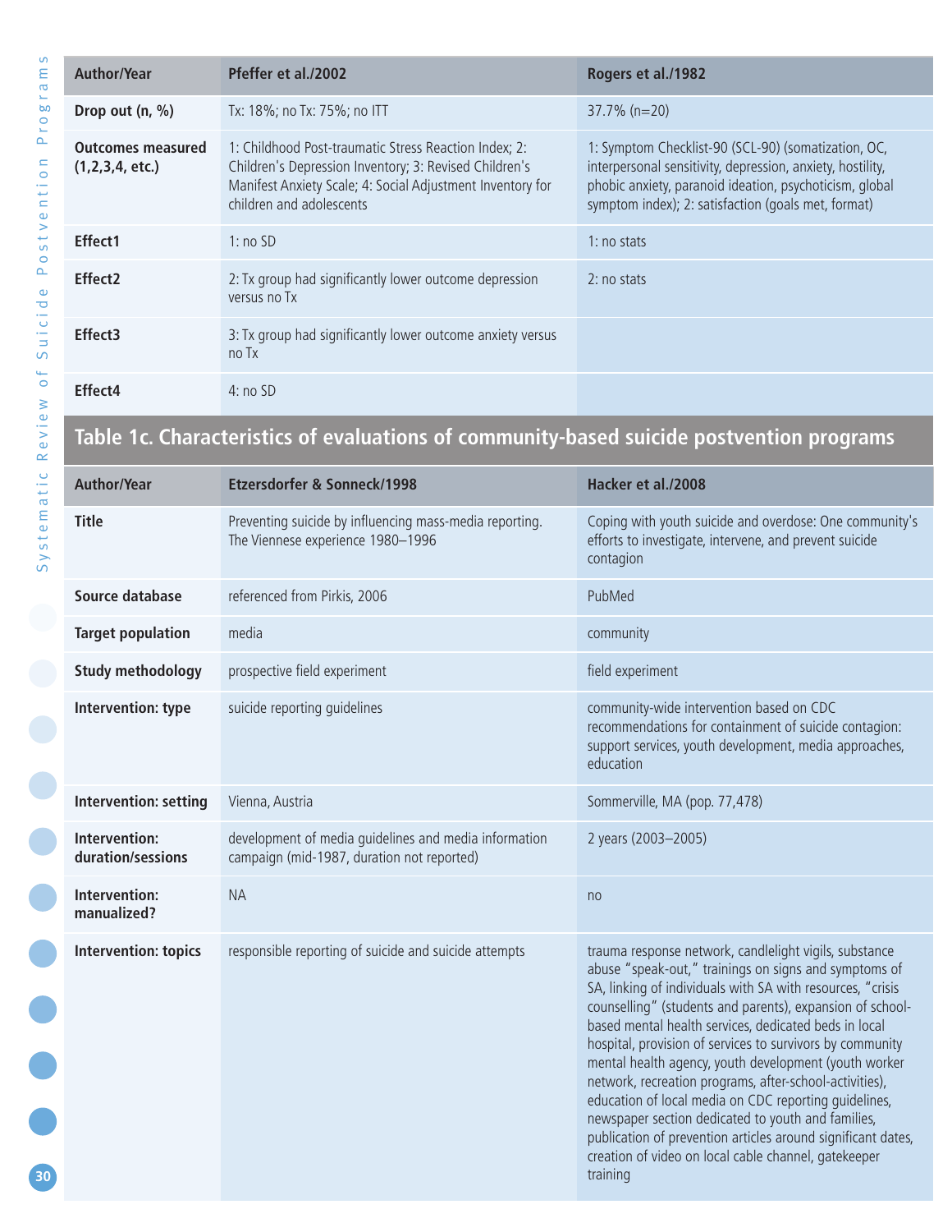| Author/Year | Pfeffer et al./2002 | Rogers et al./1982 |
|---|---|---|
| Drop out (n, %) | Tx: 18%; no Tx: 75%; no ITT | 37.7% (n=20) |
| Outcomes measured (1,2,3,4, etc.) | 1: Childhood Post-traumatic Stress Reaction Index; 2: Children's Depression Inventory; 3: Revised Children's Manifest Anxiety Scale; 4: Social Adjustment Inventory for children and adolescents | 1: Symptom Checklist-90 (SCL-90) (somatization, OC, interpersonal sensitivity, depression, anxiety, hostility, phobic anxiety, paranoid ideation, psychoticism, global symptom index); 2: satisfaction (goals met, format) |
| Effect1 | 1: no SD | 1: no stats |
| Effect2 | 2: Tx group had significantly lower outcome depression versus no Tx | 2: no stats |
| Effect3 | 3: Tx group had significantly lower outcome anxiety versus no Tx | |
| Effect4 | 4: no SD | |

## Table 1c. Characteristics of evaluations of community-based suicide postvention programs

| Author/Year | Etzersdorfer & Sonneck/1998 | Hacker et al./2008 |
|---|---|---|
| Title | Preventing suicide by influencing mass-media reporting. The Viennese experience 1980–1996 | Coping with youth suicide and overdose: One community's efforts to investigate, intervene, and prevent suicide contagion |
| Source database | referenced from Pirkis, 2006 | PubMed |
| Target population | media | community |
| Study methodology | prospective field experiment | field experiment |
| Intervention: type | suicide reporting guidelines | community-wide intervention based on CDC recommendations for containment of suicide contagion: support services, youth development, media approaches, education |
| Intervention: setting | Vienna, Austria | Sommerville, MA (pop. 77,478) |
| Intervention: duration/sessions | development of media guidelines and media information campaign (mid-1987, duration not reported) | 2 years (2003–2005) |
| Intervention: manualized? | NA | no |
| Intervention: topics | responsible reporting of suicide and suicide attempts | trauma response network, candlelight vigils, substance abuse "speak-out," trainings on signs and symptoms of SA, linking of individuals with SA with resources, "crisis counselling" (students and parents), expansion of school-based mental health services, dedicated beds in local hospital, provision of services to survivors by community mental health agency, youth development (youth worker network, recreation programs, after-school-activities), education of local media on CDC reporting guidelines, newspaper section dedicated to youth and families, publication of prevention articles around significant dates, creation of video on local cable channel, gatekeeper training |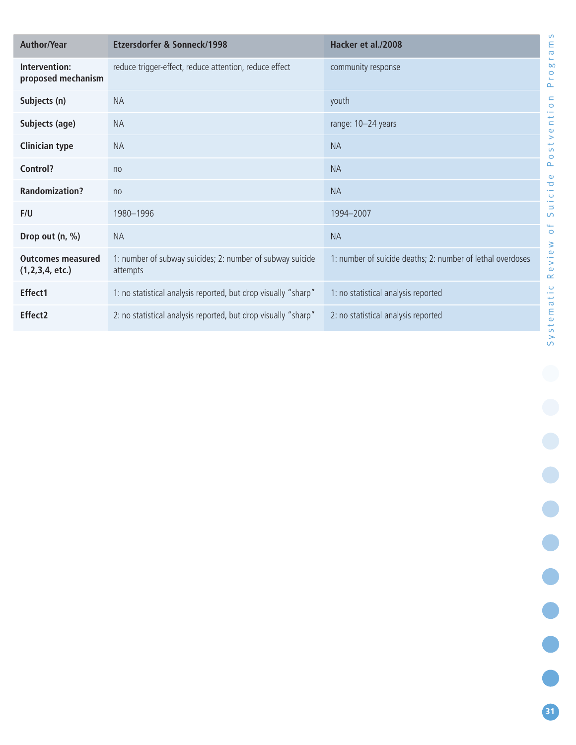| Author/Year | Etzersdorfer & Sonneck/1998 | Hacker et al./2008 |
|---|---|---|
| Intervention: proposed mechanism | reduce trigger-effect, reduce attention, reduce effect | community response |
| Subjects (n) | NA | youth |
| Subjects (age) | NA | range: 10–24 years |
| Clinician type | NA | NA |
| Control? | no | NA |
| Randomization? | no | NA |
| F/U | 1980–1996 | 1994–2007 |
| Drop out (n, %) | NA | NA |
| Outcomes measured (1,2,3,4, etc.) | 1: number of subway suicides; 2: number of subway suicide attempts | 1: number of suicide deaths; 2: number of lethal overdoses |
| Effect1 | 1: no statistical analysis reported, but drop visually "sharp" | 1: no statistical analysis reported |
| Effect2 | 2: no statistical analysis reported, but drop visually "sharp" | 2: no statistical analysis reported |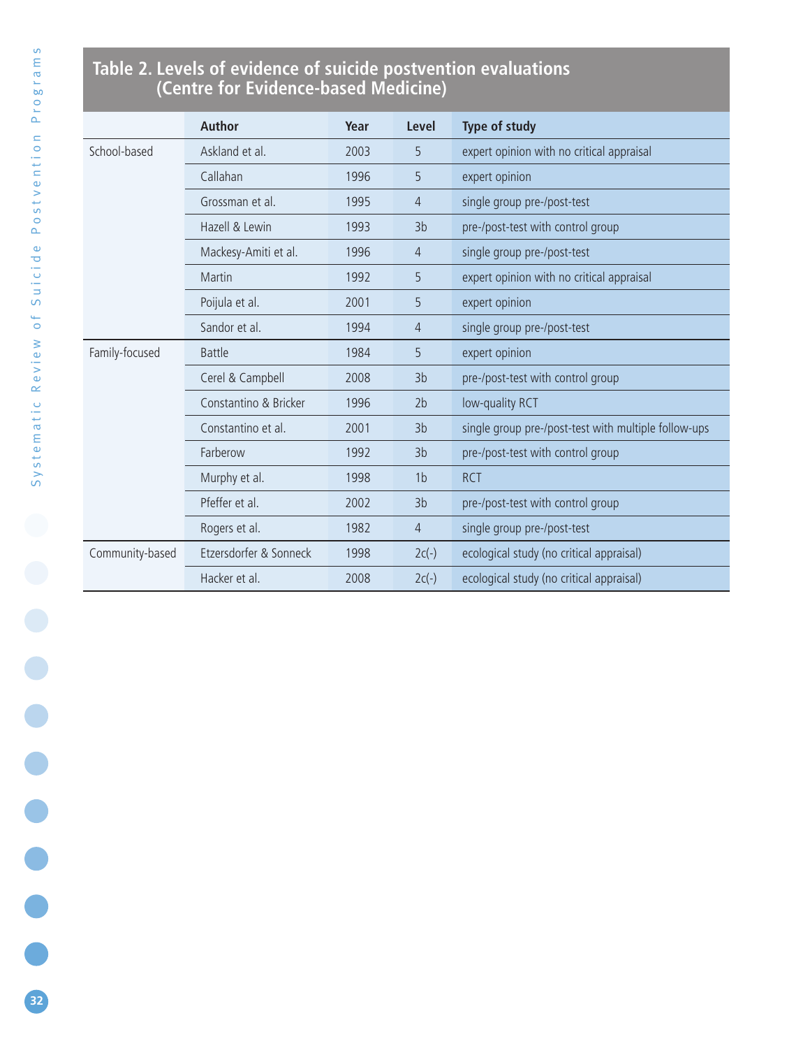**Table 2. Levels of evidence of suicide postvention evaluations (Centre for Evidence-based Medicine)**

| | Author | Year | Level | Type of study |
|---|---|---|---|---|
| School-based | Askland et al. | 2003 | 5 | expert opinion with no critical appraisal |
| | Callahan | 1996 | 5 | expert opinion |
| | Grossman et al. | 1995 | 4 | single group pre-/post-test |
| | Hazell & Lewin | 1993 | 3b | pre-/post-test with control group |
| | Mackesy-Amiti et al. | 1996 | 4 | single group pre-/post-test |
| | Martin | 1992 | 5 | expert opinion with no critical appraisal |
| | Poijula et al. | 2001 | 5 | expert opinion |
| | Sandor et al. | 1994 | 4 | single group pre-/post-test |
| Family-focused | Battle | 1984 | 5 | expert opinion |
| | Cerel & Campbell | 2008 | 3b | pre-/post-test with control group |
| | Constantino & Bricker | 1996 | 2b | low-quality RCT |
| | Constantino et al. | 2001 | 3b | single group pre-/post-test with multiple follow-ups |
| | Farberow | 1992 | 3b | pre-/post-test with control group |
| | Murphy et al. | 1998 | 1b | RCT |
| | Pfeffer et al. | 2002 | 3b | pre-/post-test with control group |
| | Rogers et al. | 1982 | 4 | single group pre-/post-test |
| Community-based | Etzersdorfer & Sonneck | 1998 | 2c(-) | ecological study (no critical appraisal) |
| | Hacker et al. | 2008 | 2c(-) | ecological study (no critical appraisal) |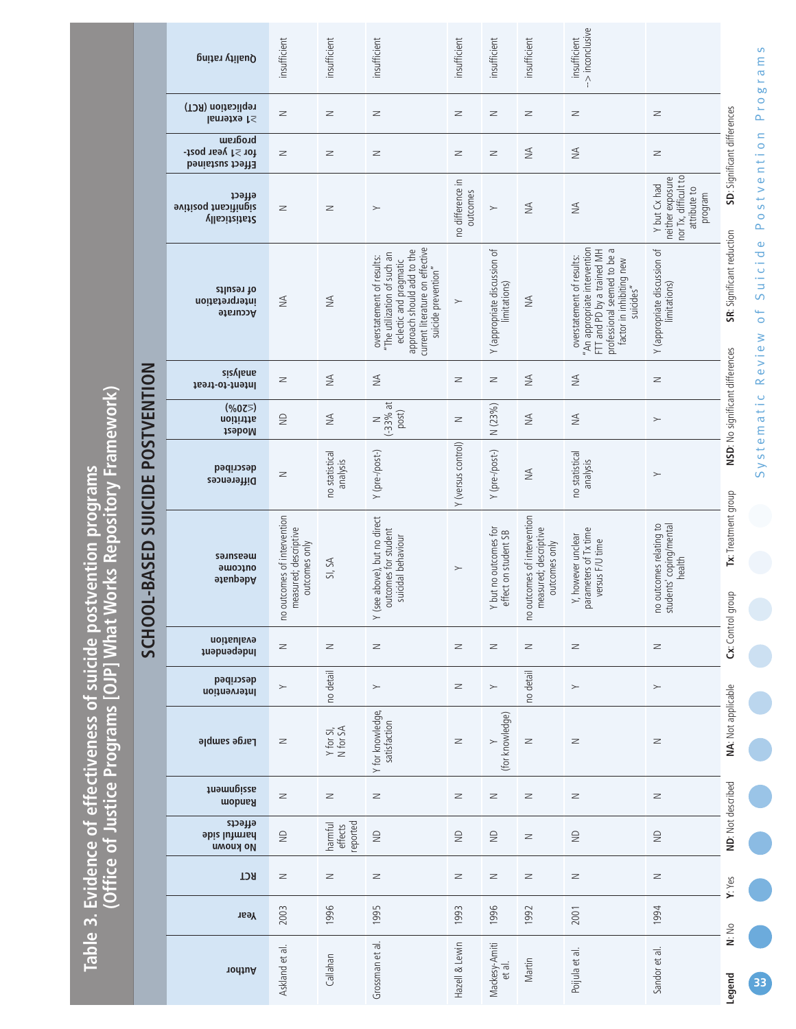# Table 3. Evidence of effectiveness of suicide postvention programs (Office of Justice Programs [OJP] What Works Repository Framework)

## SCHOOL-BASED SUICIDE POSTVENTION

| Author | Year | RCT | No known harmful side effects | Random assignment | Large sample | Intervention described | Independent evaluation | Adequate outcome measures | Differences described | Modest attrition (≤20%) | Intent-to-treat analysis | Accurate interpretation of results | Statistically significant positive effect | Effect sustained for ≥1 year post-program | ≥1 external replication (RCT) | Quality rating |
|---|---|---|---|---|---|---|---|---|---|---|---|---|---|---|---|---|
| Askland et al. | 2003 | N | ND | N | N | Y | N | no outcomes of intervention measured; descriptive outcomes only | N | ND | N | NA | N | N | N | insufficient |
| Callahan | 1996 | N | harmful effects reported | N | Y for SI, N for SA | no detail | N | SI, SA | no statistical analysis | NA | NA | NA | N | N | N | insufficient |
| Grossman et al. | 1995 | N | ND | N | Y for knowledge, satisfaction | Y | N | Y (see above), but no direct outcomes for student suicidal behaviour | Y (pre-/post-) | N (~33% at post) | NA | overstatement of results: "The utilization of such an eclectic and pragmatic approach should add to the current literature on effective suicide prevention" | Y | N | N | insufficient |
| Hazell & Lewin | 1993 | N | ND | N | N | N | N | Y | Y (versus control) | N | N | Y | no difference in outcomes | N | N | insufficient |
| Mackesy-Amiti et al. | 1996 | N | ND | N | Y (for knowledge) | Y | N | Y but no outcomes for effect on student SB | Y (pre-/post-) | N (23%) | N | Y (appropriate discussion of limitations) | Y | N | N | insufficient |
| Martin | 1992 | N | N | N | N | no detail | N | no outcomes of intervention measured; descriptive outcomes only | NA | NA | NA | NA | NA | NA | N | insufficient |
| Poijula et al. | 2001 | N | ND | N | N | Y | N | Y, however unclear parameters of Tx time versus F/U time | no statistical analysis | NA | NA | overstatement of results: "An appropriate intervention FTT and PD by a trained MH professional seemed to be a factor in inhibiting new suicides" | NA | NA | N | insufficient --> inconclusive |
| Sandor et al. | 1994 | N | ND | N | N | Y | N | no outcomes relating to students' coping/mental health | Y | Y | N | Y (appropriate discussion of limitations) | Y but Cx had neither exposure nor Tx, difficult to attribute to program | N | N | |

**Legend** N: No Y: Yes ND: Not described NA: Not applicable Cx: Control group Tx: Treatment group NSD: No significant differences SR: Significant reduction SD: Significant differences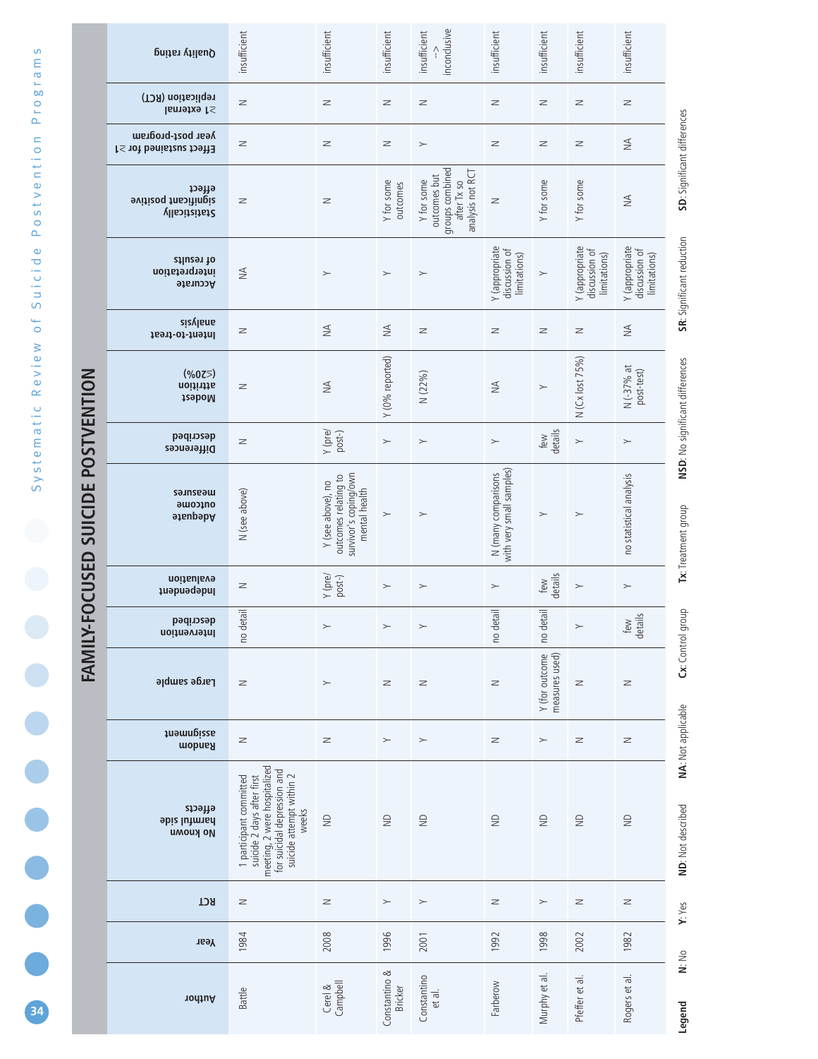# FAMILY-FOCUSED SUICIDE POSTVENTION

| Author | Year | RCT | No known harmful side effects | Random assignment | Large sample | Intervention described | Independent evaluation | Adequate outcome measures | Differences described | Modest attrition (≤20%) | Intent-to-treat analysis | Accurate interpretation of results | Statistically significant positive effect | Effect sustained for ≥1 year post-program | ≥1 external replication (RCT) | Quality rating |
|---|---|---|---|---|---|---|---|---|---|---|---|---|---|---|---|---|
| Battle | 1984 | N | 1 participant committed suicide 2 days after first meeting, 2 were hospitalized for suicidal depression and suicide attempt within 2 weeks | N | N | no detail | N | N (see above) | N | N | N | NA | N | N | N | insufficient |
| Cerel & Campbell | 2008 | N | ND | N | Y | Y | Y (pre/ post-) | Y (see above), no outcomes relating to survivor's coping/own mental health | Y (pre/ post-) | NA | NA | Y | N | N | N | insufficient |
| Constantino & Bricker | 1996 | Y | ND | Y | N | Y | Y | Y | Y | Y (0% reported) | NA | Y | Y for some outcomes | N | N | insufficient |
| Constantino et al. | 2001 | Y | ND | Y | N | Y | Y | Y | Y | N (22%) | N | Y | Y for some outcomes but groups combined after Tx so analysis not RCT | Y | N | insufficient --> inconclusive |
| Farberow | 1992 | N | ND | N | N | no detail | Y | N (many comparisons with very small samples) | Y | NA | N | Y (appropriate discussion of limitations) | N | N | N | insufficient |
| Murphy et al. | 1998 | Y | ND | Y | Y (for outcome measures used) | no detail | few details | Y | few details | Y | N | Y | Y for some | N | N | insufficient |
| Pfeffer et al. | 2002 | N | ND | N | N | Y | Y | Y | Y | N (Cx lost 75%) | N | Y (appropriate discussion of limitations) | Y for some | N | N | insufficient |
| Rogers et al. | 1982 | N | ND | N | N | few details | Y | no statistical analysis | Y | N (~37% at post-test) | NA | Y (appropriate discussion of limitations) | NA | NA | N | insufficient |

**Legend** **N**: No **Y**: Yes **ND**: Not described **NA**: Not applicable **Cx**: Control group **Tx**: Treatment group **NSD**: No significant differences **SR**: Significant reduction **SD**: Significant differences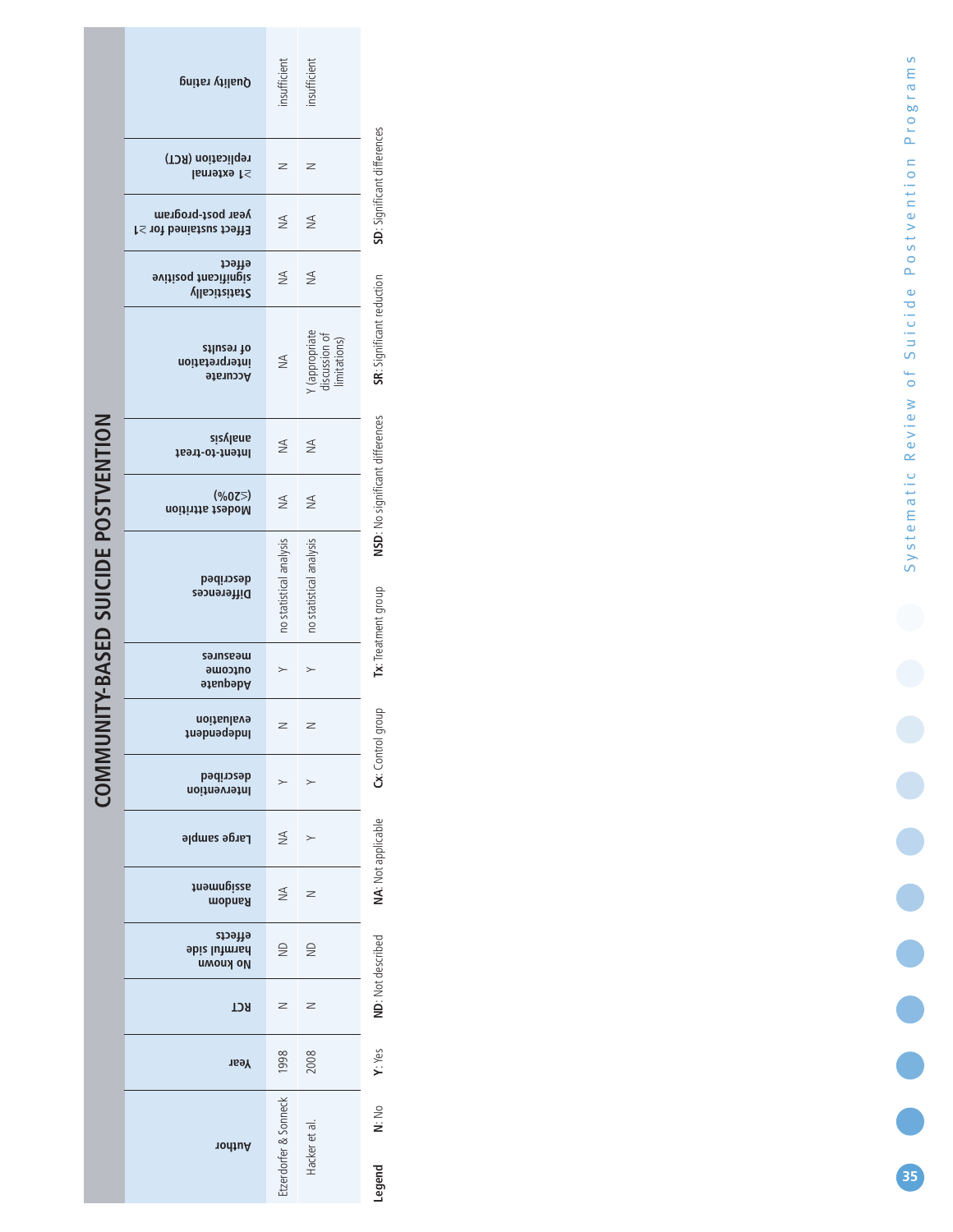## COMMUNITY-BASED SUICIDE POSTVENTION

| Author | Year | RCT | No known harmful side effects | Random assignment | Large sample | Intervention described | Independent evaluation | Adequate outcome measures | Differences described | Modest attrition (≤20%) | Intent-to-treat analysis | Accurate interpretation of results | Statistically significant positive effect | Effect sustained for ≥1 year post-program | ≥1 external replication (RCT) | Quality rating |
|---|---|---|---|---|---|---|---|---|---|---|---|---|---|---|---|---|
| Etzerdorfer & Sonneck | 1998 | N | ND | NA | NA | Y | N | Y | no statistical analysis | NA | NA | NA | NA | NA | N | insufficient |
| Hacker et al. | 2008 | N | ND | N | Y | Y | N | Y | no statistical analysis | NA | NA | Y (appropriate discussion of limitations) | NA | NA | N | insufficient |

**Legend** **N**: No **Y**: Yes **ND**: Not described **NA**: Not applicable **Cx**: Control group **Tx**: Treatment group **NSD**: No significant differences **SR**: Significant reduction **SD**: Significant differences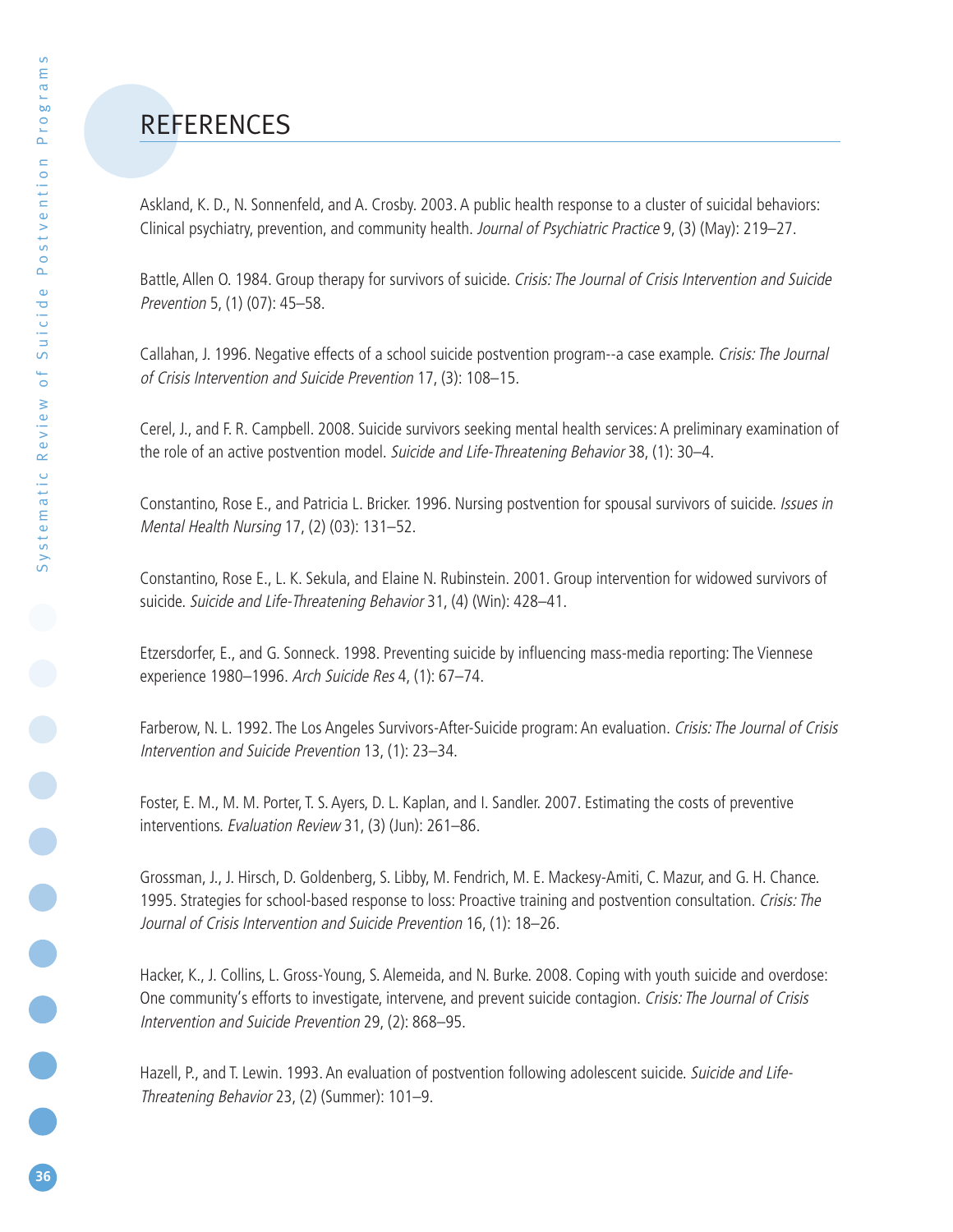# REFERENCES

Askland, K. D., N. Sonnenfeld, and A. Crosby. 2003. A public health response to a cluster of suicidal behaviors: Clinical psychiatry, prevention, and community health. *Journal of Psychiatric Practice* 9, (3) (May): 219–27.

Battle, Allen O. 1984. Group therapy for survivors of suicide. *Crisis: The Journal of Crisis Intervention and Suicide Prevention* 5, (1) (07): 45–58.

Callahan, J. 1996. Negative effects of a school suicide postvention program--a case example. *Crisis: The Journal of Crisis Intervention and Suicide Prevention* 17, (3): 108–15.

Cerel, J., and F. R. Campbell. 2008. Suicide survivors seeking mental health services: A preliminary examination of the role of an active postvention model. *Suicide and Life-Threatening Behavior* 38, (1): 30–4.

Constantino, Rose E., and Patricia L. Bricker. 1996. Nursing postvention for spousal survivors of suicide. *Issues in Mental Health Nursing* 17, (2) (03): 131–52.

Constantino, Rose E., L. K. Sekula, and Elaine N. Rubinstein. 2001. Group intervention for widowed survivors of suicide. *Suicide and Life-Threatening Behavior* 31, (4) (Win): 428–41.

Etzersdorfer, E., and G. Sonneck. 1998. Preventing suicide by influencing mass-media reporting: The Viennese experience 1980–1996. *Arch Suicide Res* 4, (1): 67–74.

Farberow, N. L. 1992. The Los Angeles Survivors-After-Suicide program: An evaluation. *Crisis: The Journal of Crisis Intervention and Suicide Prevention* 13, (1): 23–34.

Foster, E. M., M. M. Porter, T. S. Ayers, D. L. Kaplan, and I. Sandler. 2007. Estimating the costs of preventive interventions. *Evaluation Review* 31, (3) (Jun): 261–86.

Grossman, J., J. Hirsch, D. Goldenberg, S. Libby, M. Fendrich, M. E. Mackesy-Amiti, C. Mazur, and G. H. Chance. 1995. Strategies for school-based response to loss: Proactive training and postvention consultation. *Crisis: The Journal of Crisis Intervention and Suicide Prevention* 16, (1): 18–26.

Hacker, K., J. Collins, L. Gross-Young, S. Alemeida, and N. Burke. 2008. Coping with youth suicide and overdose: One community's efforts to investigate, intervene, and prevent suicide contagion. *Crisis: The Journal of Crisis Intervention and Suicide Prevention* 29, (2): 868–95.

Hazell, P., and T. Lewin. 1993. An evaluation of postvention following adolescent suicide. *Suicide and Life-Threatening Behavior* 23, (2) (Summer): 101–9.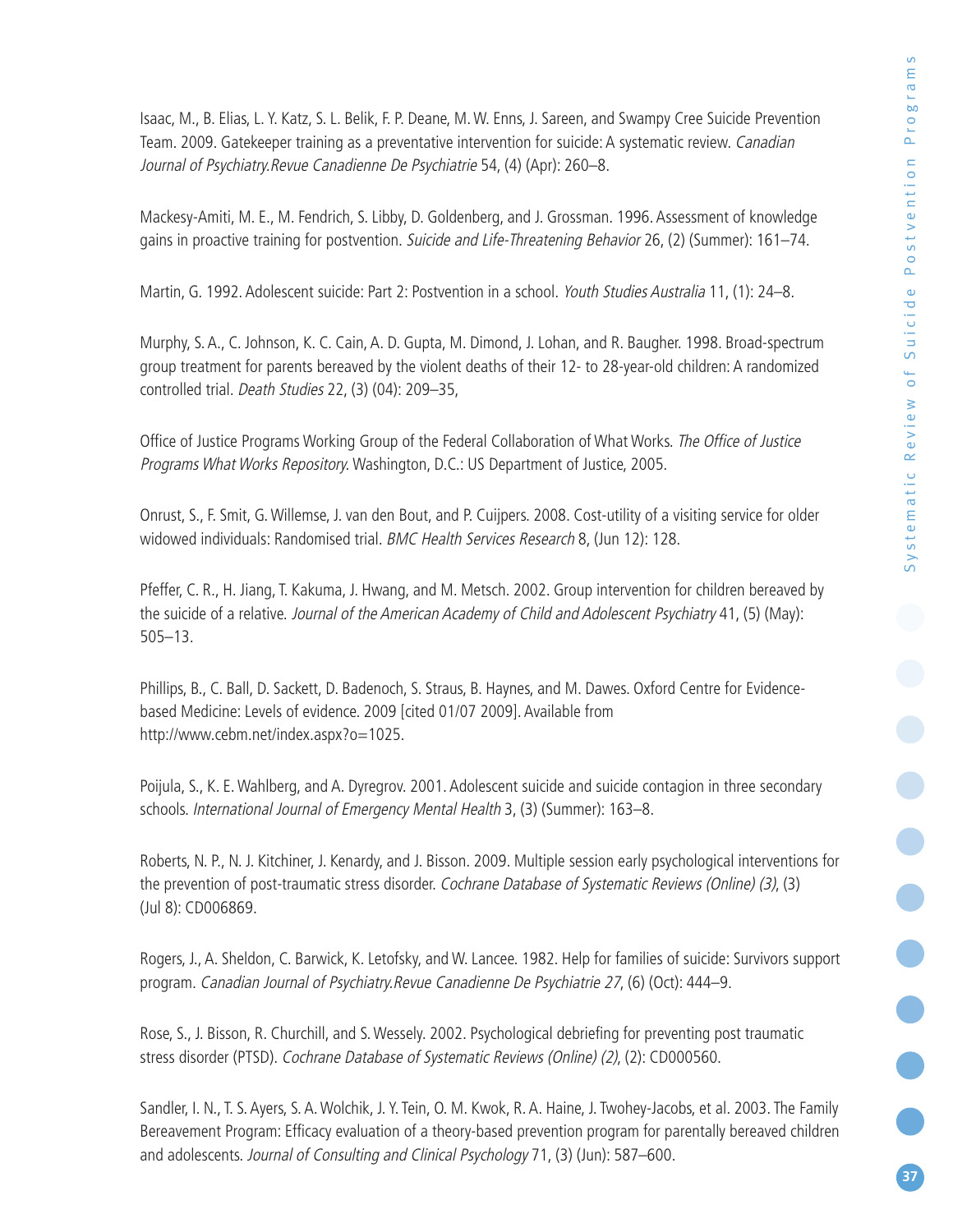Isaac, M., B. Elias, L. Y. Katz, S. L. Belik, F. P. Deane, M. W. Enns, J. Sareen, and Swampy Cree Suicide Prevention Team. 2009. Gatekeeper training as a preventative intervention for suicide: A systematic review. *Canadian Journal of Psychiatry.Revue Canadienne De Psychiatrie* 54, (4) (Apr): 260–8.

Mackesy-Amiti, M. E., M. Fendrich, S. Libby, D. Goldenberg, and J. Grossman. 1996. Assessment of knowledge gains in proactive training for postvention. *Suicide and Life-Threatening Behavior* 26, (2) (Summer): 161–74.

Martin, G. 1992. Adolescent suicide: Part 2: Postvention in a school. *Youth Studies Australia* 11, (1): 24–8.

Murphy, S. A., C. Johnson, K. C. Cain, A. D. Gupta, M. Dimond, J. Lohan, and R. Baugher. 1998. Broad-spectrum group treatment for parents bereaved by the violent deaths of their 12- to 28-year-old children: A randomized controlled trial. *Death Studies* 22, (3) (04): 209–35,

Office of Justice Programs Working Group of the Federal Collaboration of What Works. *The Office of Justice Programs What Works Repository.* Washington, D.C.: US Department of Justice, 2005.

Onrust, S., F. Smit, G. Willemse, J. van den Bout, and P. Cuijpers. 2008. Cost-utility of a visiting service for older widowed individuals: Randomised trial. *BMC Health Services Research* 8, (Jun 12): 128.

Pfeffer, C. R., H. Jiang, T. Kakuma, J. Hwang, and M. Metsch. 2002. Group intervention for children bereaved by the suicide of a relative. *Journal of the American Academy of Child and Adolescent Psychiatry* 41, (5) (May): 505–13.

Phillips, B., C. Ball, D. Sackett, D. Badenoch, S. Straus, B. Haynes, and M. Dawes. Oxford Centre for Evidence-based Medicine: Levels of evidence. 2009 [cited 01/07 2009]. Available from http://www.cebm.net/index.aspx?o=1025.

Poijula, S., K. E. Wahlberg, and A. Dyregrov. 2001. Adolescent suicide and suicide contagion in three secondary schools. *International Journal of Emergency Mental Health* 3, (3) (Summer): 163–8.

Roberts, N. P., N. J. Kitchiner, J. Kenardy, and J. Bisson. 2009. Multiple session early psychological interventions for the prevention of post-traumatic stress disorder. *Cochrane Database of Systematic Reviews (Online) (3)*, (3) (Jul 8): CD006869.

Rogers, J., A. Sheldon, C. Barwick, K. Letofsky, and W. Lancee. 1982. Help for families of suicide: Survivors support program. *Canadian Journal of Psychiatry.Revue Canadienne De Psychiatrie 27*, (6) (Oct): 444–9.

Rose, S., J. Bisson, R. Churchill, and S. Wessely. 2002. Psychological debriefing for preventing post traumatic stress disorder (PTSD). *Cochrane Database of Systematic Reviews (Online) (2)*, (2): CD000560.

Sandler, I. N., T. S. Ayers, S. A. Wolchik, J. Y. Tein, O. M. Kwok, R. A. Haine, J. Twohey-Jacobs, et al. 2003. The Family Bereavement Program: Efficacy evaluation of a theory-based prevention program for parentally bereaved children and adolescents. *Journal of Consulting and Clinical Psychology* 71, (3) (Jun): 587–600.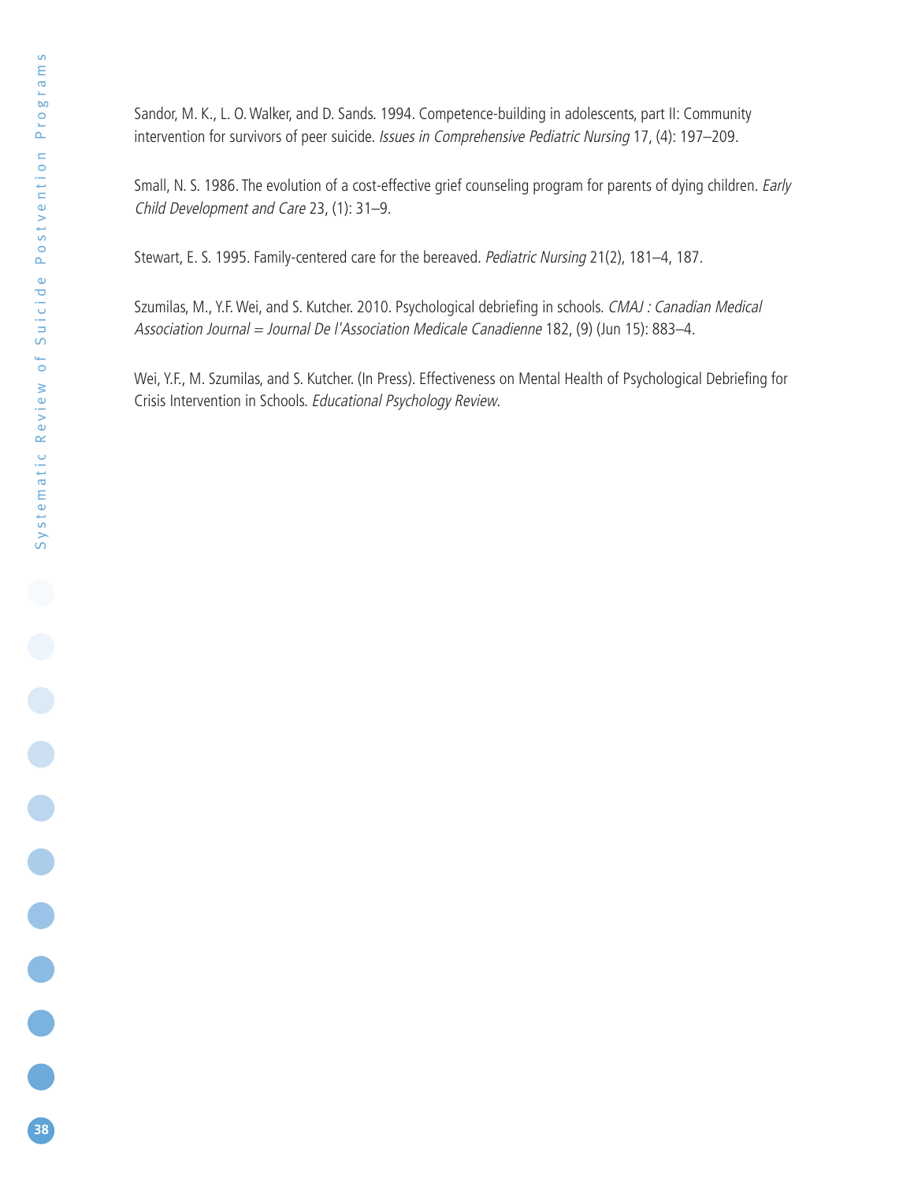Sandor, M. K., L. O. Walker, and D. Sands. 1994. Competence-building in adolescents, part II: Community intervention for survivors of peer suicide. *Issues in Comprehensive Pediatric Nursing* 17, (4): 197–209.

Small, N. S. 1986. The evolution of a cost-effective grief counseling program for parents of dying children. *Early Child Development and Care* 23, (1): 31–9.

Stewart, E. S. 1995. Family-centered care for the bereaved. *Pediatric Nursing* 21(2), 181–4, 187.

Szumilas, M., Y.F. Wei, and S. Kutcher. 2010. Psychological debriefing in schools. *CMAJ : Canadian Medical Association Journal = Journal De l'Association Medicale Canadienne* 182, (9) (Jun 15): 883–4.

Wei, Y.F., M. Szumilas, and S. Kutcher. (In Press). Effectiveness on Mental Health of Psychological Debriefing for Crisis Intervention in Schools. *Educational Psychology Review*.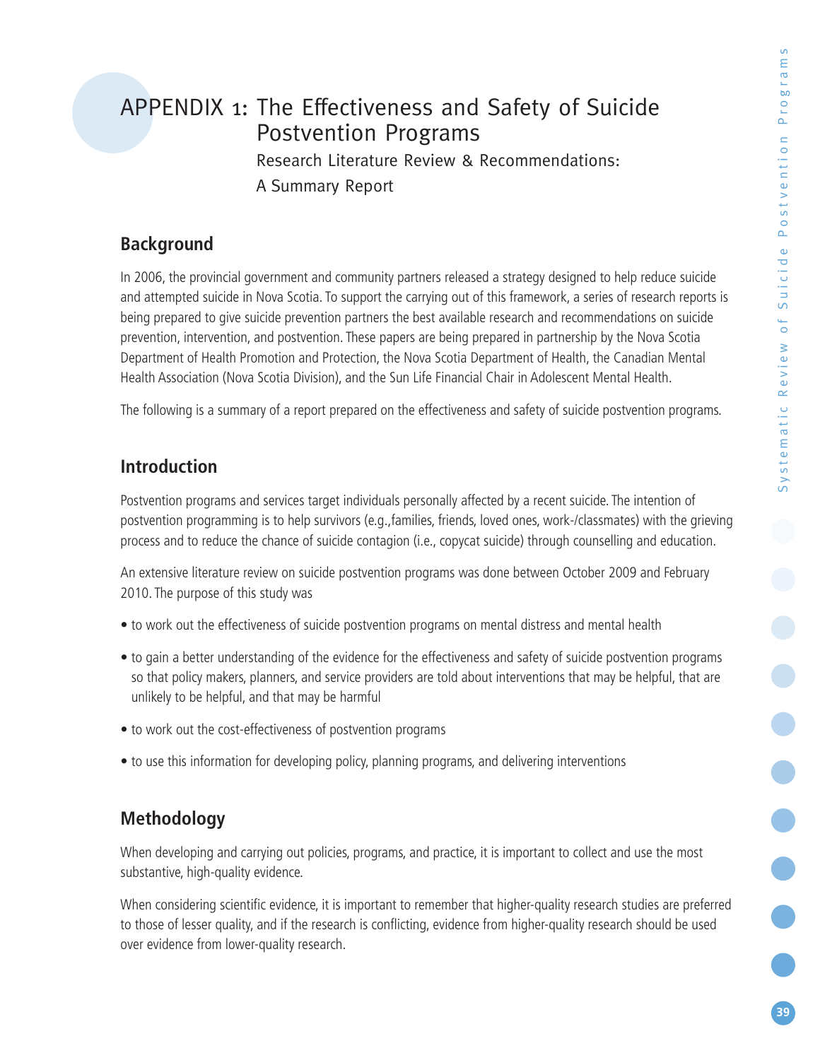# APPENDIX 1: The Effectiveness and Safety of Suicide Postvention Programs

Research Literature Review & Recommendations: A Summary Report

## Background

In 2006, the provincial government and community partners released a strategy designed to help reduce suicide and attempted suicide in Nova Scotia. To support the carrying out of this framework, a series of research reports is being prepared to give suicide prevention partners the best available research and recommendations on suicide prevention, intervention, and postvention. These papers are being prepared in partnership by the Nova Scotia Department of Health Promotion and Protection, the Nova Scotia Department of Health, the Canadian Mental Health Association (Nova Scotia Division), and the Sun Life Financial Chair in Adolescent Mental Health.

The following is a summary of a report prepared on the effectiveness and safety of suicide postvention programs.

## Introduction

Postvention programs and services target individuals personally affected by a recent suicide. The intention of postvention programming is to help survivors (e.g.,families, friends, loved ones, work-/classmates) with the grieving process and to reduce the chance of suicide contagion (i.e., copycat suicide) through counselling and education.

An extensive literature review on suicide postvention programs was done between October 2009 and February 2010. The purpose of this study was

- to work out the effectiveness of suicide postvention programs on mental distress and mental health
- to gain a better understanding of the evidence for the effectiveness and safety of suicide postvention programs so that policy makers, planners, and service providers are told about interventions that may be helpful, that are unlikely to be helpful, and that may be harmful
- to work out the cost-effectiveness of postvention programs
- to use this information for developing policy, planning programs, and delivering interventions

## Methodology

When developing and carrying out policies, programs, and practice, it is important to collect and use the most substantive, high-quality evidence.

When considering scientific evidence, it is important to remember that higher-quality research studies are preferred to those of lesser quality, and if the research is conflicting, evidence from higher-quality research should be used over evidence from lower-quality research.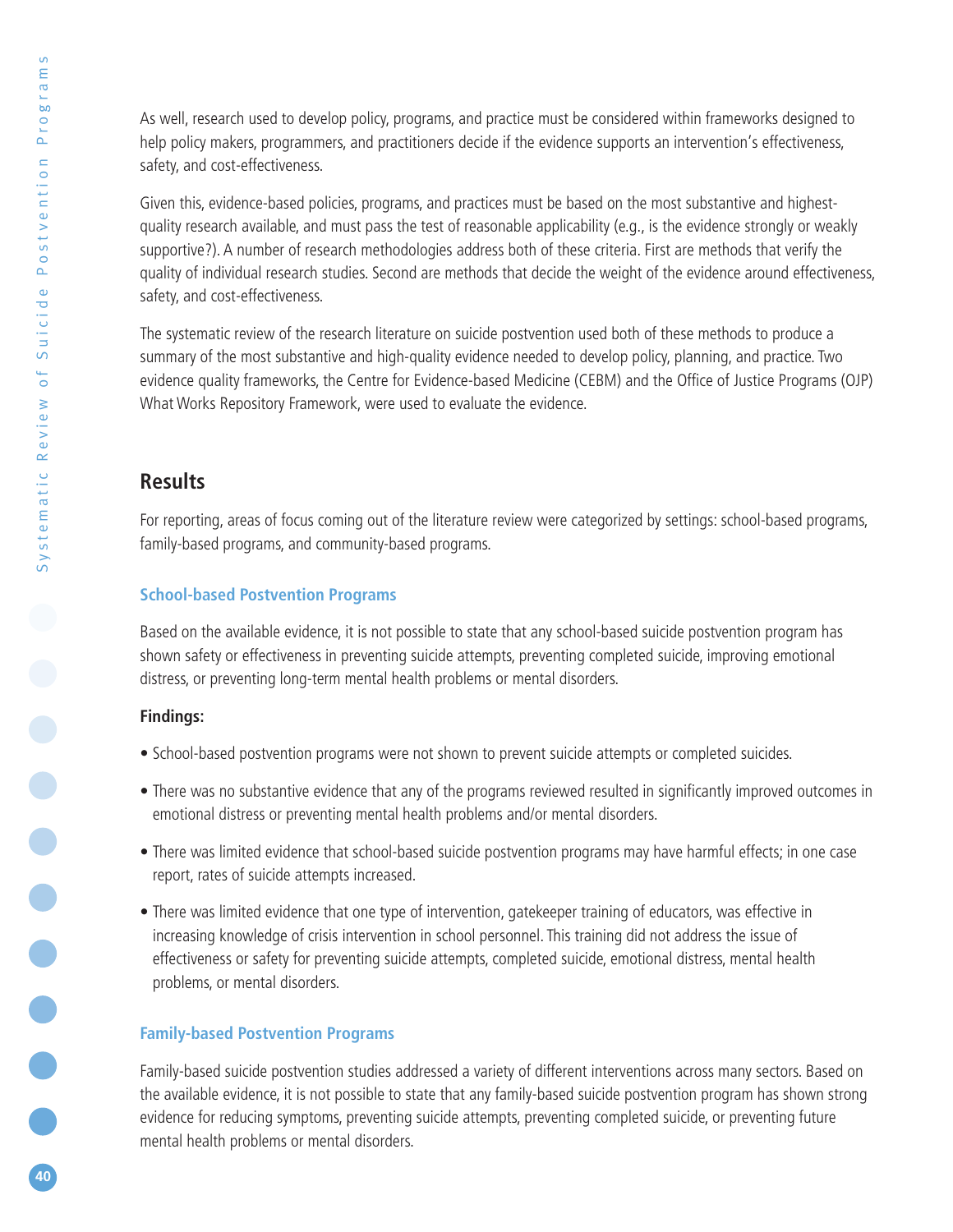As well, research used to develop policy, programs, and practice must be considered within frameworks designed to help policy makers, programmers, and practitioners decide if the evidence supports an intervention's effectiveness, safety, and cost-effectiveness.

Given this, evidence-based policies, programs, and practices must be based on the most substantive and highest-quality research available, and must pass the test of reasonable applicability (e.g., is the evidence strongly or weakly supportive?). A number of research methodologies address both of these criteria. First are methods that verify the quality of individual research studies. Second are methods that decide the weight of the evidence around effectiveness, safety, and cost-effectiveness.

The systematic review of the research literature on suicide postvention used both of these methods to produce a summary of the most substantive and high-quality evidence needed to develop policy, planning, and practice. Two evidence quality frameworks, the Centre for Evidence-based Medicine (CEBM) and the Office of Justice Programs (OJP) What Works Repository Framework, were used to evaluate the evidence.

## Results

For reporting, areas of focus coming out of the literature review were categorized by settings: school-based programs, family-based programs, and community-based programs.

### School-based Postvention Programs

Based on the available evidence, it is not possible to state that any school-based suicide postvention program has shown safety or effectiveness in preventing suicide attempts, preventing completed suicide, improving emotional distress, or preventing long-term mental health problems or mental disorders.

**Findings:**

- School-based postvention programs were not shown to prevent suicide attempts or completed suicides.
- There was no substantive evidence that any of the programs reviewed resulted in significantly improved outcomes in emotional distress or preventing mental health problems and/or mental disorders.
- There was limited evidence that school-based suicide postvention programs may have harmful effects; in one case report, rates of suicide attempts increased.
- There was limited evidence that one type of intervention, gatekeeper training of educators, was effective in increasing knowledge of crisis intervention in school personnel. This training did not address the issue of effectiveness or safety for preventing suicide attempts, completed suicide, emotional distress, mental health problems, or mental disorders.

### Family-based Postvention Programs

Family-based suicide postvention studies addressed a variety of different interventions across many sectors. Based on the available evidence, it is not possible to state that any family-based suicide postvention program has shown strong evidence for reducing symptoms, preventing suicide attempts, preventing completed suicide, or preventing future mental health problems or mental disorders.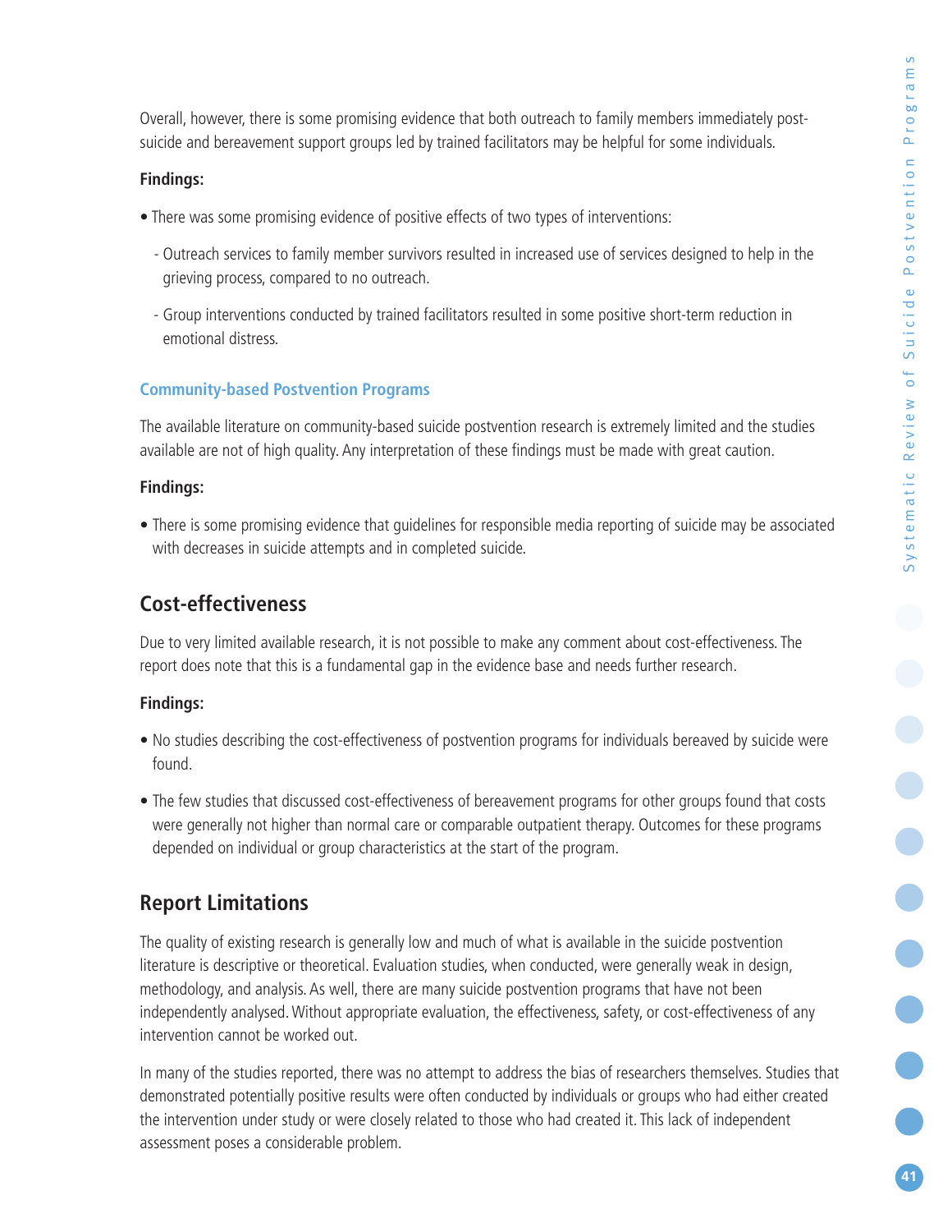Overall, however, there is some promising evidence that both outreach to family members immediately post-suicide and bereavement support groups led by trained facilitators may be helpful for some individuals.

**Findings:**

- There was some promising evidence of positive effects of two types of interventions:
  - Outreach services to family member survivors resulted in increased use of services designed to help in the grieving process, compared to no outreach.
  - Group interventions conducted by trained facilitators resulted in some positive short-term reduction in emotional distress.

### Community-based Postvention Programs

The available literature on community-based suicide postvention research is extremely limited and the studies available are not of high quality. Any interpretation of these findings must be made with great caution.

**Findings:**

- There is some promising evidence that guidelines for responsible media reporting of suicide may be associated with decreases in suicide attempts and in completed suicide.

## Cost-effectiveness

Due to very limited available research, it is not possible to make any comment about cost-effectiveness. The report does note that this is a fundamental gap in the evidence base and needs further research.

**Findings:**

- No studies describing the cost-effectiveness of postvention programs for individuals bereaved by suicide were found.
- The few studies that discussed cost-effectiveness of bereavement programs for other groups found that costs were generally not higher than normal care or comparable outpatient therapy. Outcomes for these programs depended on individual or group characteristics at the start of the program.

## Report Limitations

The quality of existing research is generally low and much of what is available in the suicide postvention literature is descriptive or theoretical. Evaluation studies, when conducted, were generally weak in design, methodology, and analysis. As well, there are many suicide postvention programs that have not been independently analysed. Without appropriate evaluation, the effectiveness, safety, or cost-effectiveness of any intervention cannot be worked out.

In many of the studies reported, there was no attempt to address the bias of researchers themselves. Studies that demonstrated potentially positive results were often conducted by individuals or groups who had either created the intervention under study or were closely related to those who had created it. This lack of independent assessment poses a considerable problem.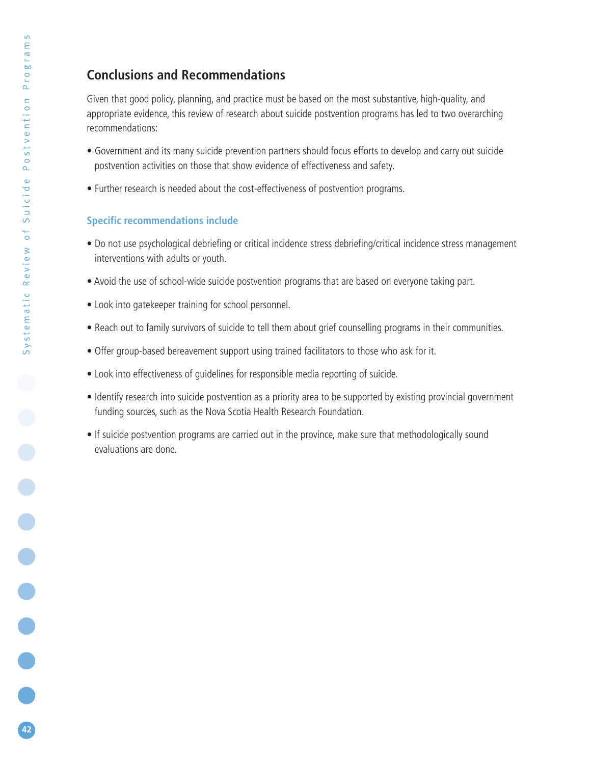## Conclusions and Recommendations

Given that good policy, planning, and practice must be based on the most substantive, high-quality, and appropriate evidence, this review of research about suicide postvention programs has led to two overarching recommendations:

- Government and its many suicide prevention partners should focus efforts to develop and carry out suicide postvention activities on those that show evidence of effectiveness and safety.
- Further research is needed about the cost-effectiveness of postvention programs.

### Specific recommendations include

- Do not use psychological debriefing or critical incidence stress debriefing/critical incidence stress management interventions with adults or youth.
- Avoid the use of school-wide suicide postvention programs that are based on everyone taking part.
- Look into gatekeeper training for school personnel.
- Reach out to family survivors of suicide to tell them about grief counselling programs in their communities.
- Offer group-based bereavement support using trained facilitators to those who ask for it.
- Look into effectiveness of guidelines for responsible media reporting of suicide.
- Identify research into suicide postvention as a priority area to be supported by existing provincial government funding sources, such as the Nova Scotia Health Research Foundation.
- If suicide postvention programs are carried out in the province, make sure that methodologically sound evaluations are done.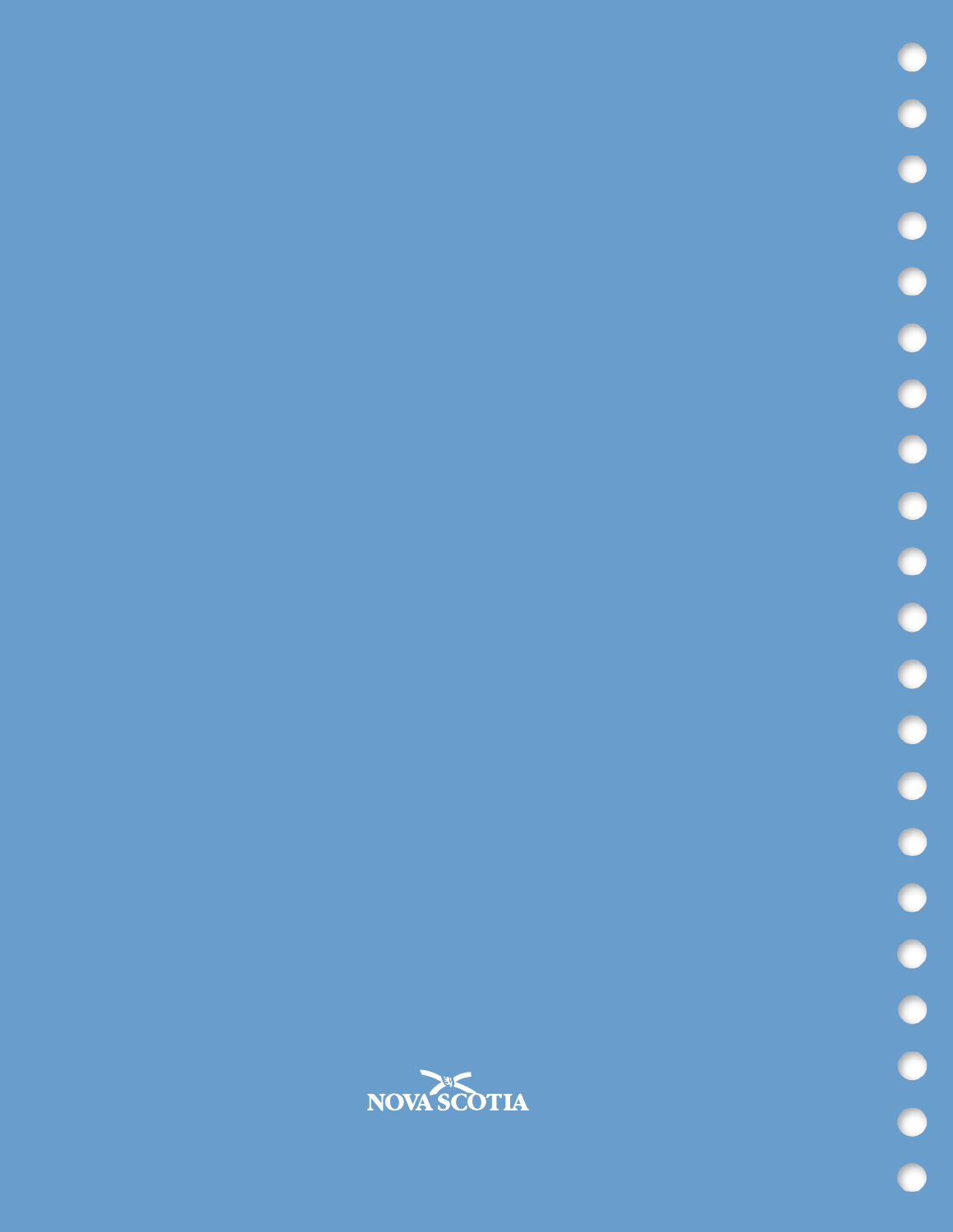NOVA SCOTIA